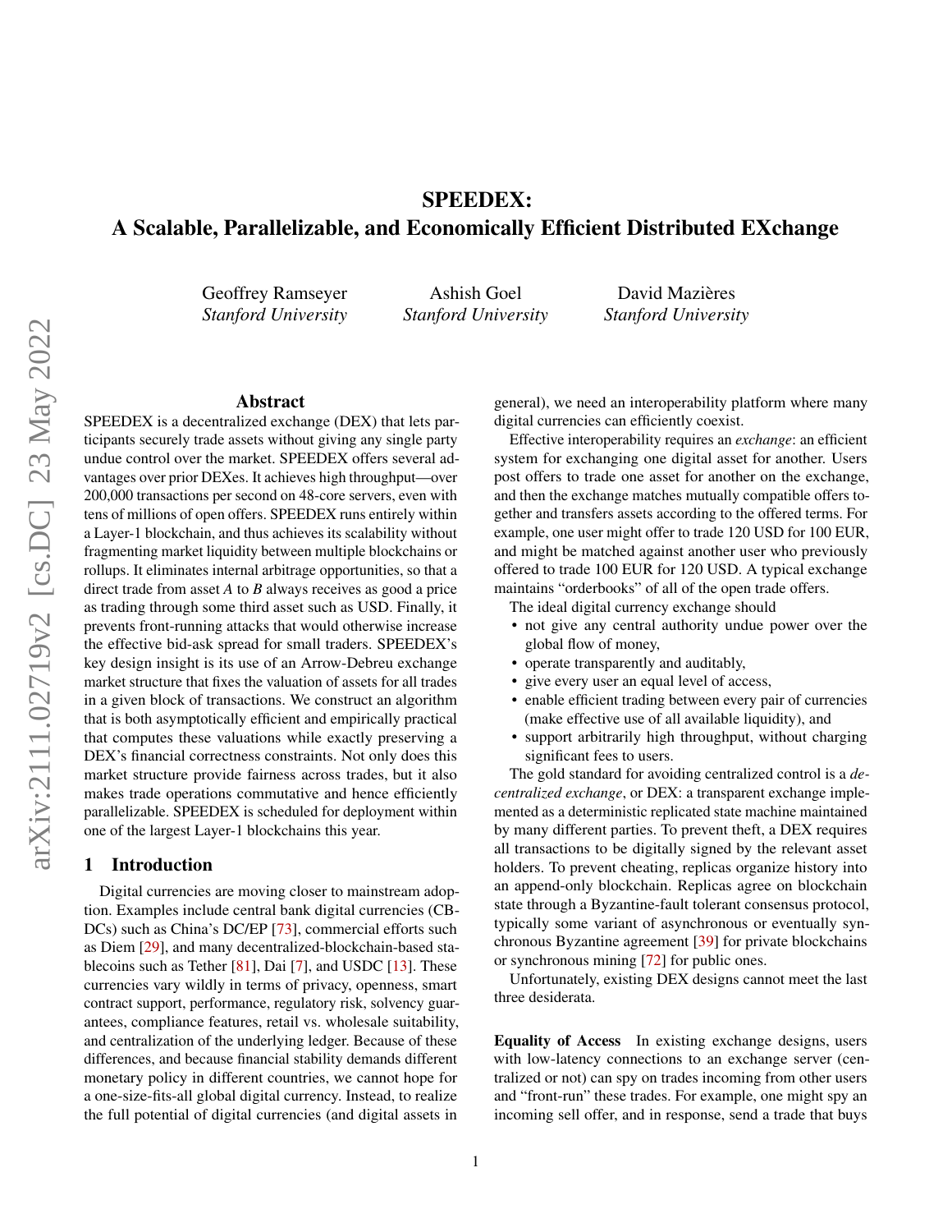# SPEEDEX: A Scalable, Parallelizable, and Economically Efficient Distributed EXchange

Geoffrey Ramseyer
*Stanford University*

Ashish Goel
*Stanford University*

David Mazières
*Stanford University*

## Abstract

SPEEDEX is a decentralized exchange (DEX) that lets participants securely trade assets without giving any single party undue control over the market. SPEEDEX offers several advantages over prior DEXes. It achieves high throughput—over 200,000 transactions per second on 48-core servers, even with tens of millions of open offers. SPEEDEX runs entirely within a Layer-1 blockchain, and thus achieves its scalability without fragmenting market liquidity between multiple blockchains or rollups. It eliminates internal arbitrage opportunities, so that a direct trade from asset *A* to *B* always receives as good a price as trading through some third asset such as USD. Finally, it prevents front-running attacks that would otherwise increase the effective bid-ask spread for small traders. SPEEDEX's key design insight is its use of an Arrow-Debreu exchange market structure that fixes the valuation of assets for all trades in a given block of transactions. We construct an algorithm that is both asymptotically efficient and empirically practical that computes these valuations while exactly preserving a DEX's financial correctness constraints. Not only does this market structure provide fairness across trades, but it also makes trade operations commutative and hence efficiently parallelizable. SPEEDEX is scheduled for deployment within one of the largest Layer-1 blockchains this year.

## 1 Introduction

Digital currencies are moving closer to mainstream adoption. Examples include central bank digital currencies (CBDCs) such as China's DC/EP [73], commercial efforts such as Diem [29], and many decentralized-blockchain-based stablecoins such as Tether [81], Dai [7], and USDC [13]. These currencies vary wildly in terms of privacy, openness, smart contract support, performance, regulatory risk, solvency guarantees, compliance features, retail vs. wholesale suitability, and centralization of the underlying ledger. Because of these differences, and because financial stability demands different monetary policy in different countries, we cannot hope for a one-size-fits-all global digital currency. Instead, to realize the full potential of digital currencies (and digital assets in general), we need an interoperability platform where many digital currencies can efficiently coexist.

Effective interoperability requires an *exchange*: an efficient system for exchanging one digital asset for another. Users post offers to trade one asset for another on the exchange, and then the exchange matches mutually compatible offers together and transfers assets according to the offered terms. For example, one user might offer to trade 120 USD for 100 EUR, and might be matched against another user who previously offered to trade 100 EUR for 120 USD. A typical exchange maintains "orderbooks" of all of the open trade offers.

The ideal digital currency exchange should

- not give any central authority undue power over the global flow of money,
- operate transparently and auditably,
- give every user an equal level of access,
- enable efficient trading between every pair of currencies (make effective use of all available liquidity), and
- support arbitrarily high throughput, without charging significant fees to users.

The gold standard for avoiding centralized control is a *decentralized exchange*, or DEX: a transparent exchange implemented as a deterministic replicated state machine maintained by many different parties. To prevent theft, a DEX requires all transactions to be digitally signed by the relevant asset holders. To prevent cheating, replicas organize history into an append-only blockchain. Replicas agree on blockchain state through a Byzantine-fault tolerant consensus protocol, typically some variant of asynchronous or eventually synchronous Byzantine agreement [39] for private blockchains or synchronous mining [72] for public ones.

Unfortunately, existing DEX designs cannot meet the last three desiderata.

**Equality of Access** In existing exchange designs, users with low-latency connections to an exchange server (centralized or not) can spy on trades incoming from other users and "front-run" these trades. For example, one might spy an incoming sell offer, and in response, send a trade that buys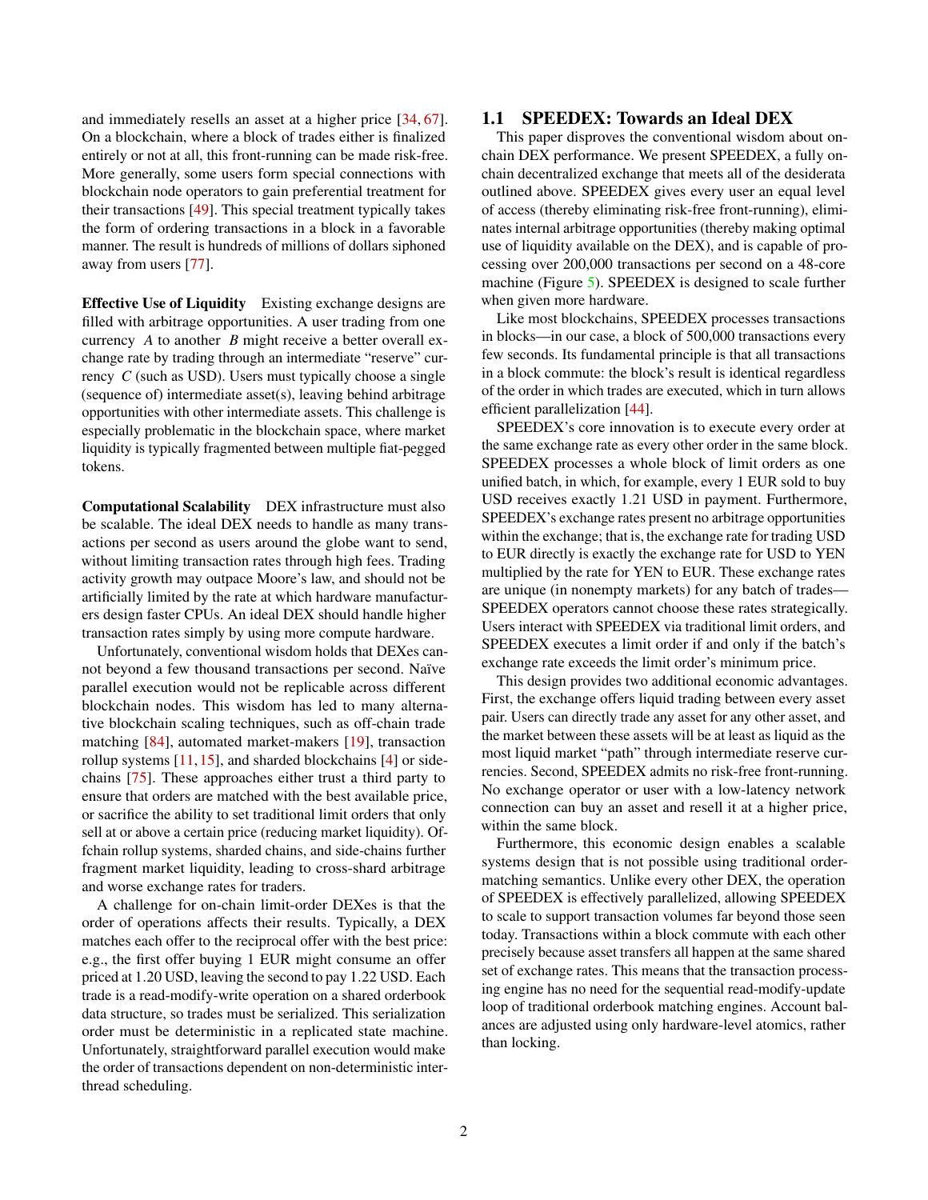and immediately resells an asset at a higher price [34, 67]. On a blockchain, where a block of trades either is finalized entirely or not at all, this front-running can be made risk-free. More generally, some users form special connections with blockchain node operators to gain preferential treatment for their transactions [49]. This special treatment typically takes the form of ordering transactions in a block in a favorable manner. The result is hundreds of millions of dollars siphoned away from users [77].

**Effective Use of Liquidity** Existing exchange designs are filled with arbitrage opportunities. A user trading from one currency $A$ to another $B$ might receive a better overall exchange rate by trading through an intermediate "reserve" currency $C$ (such as USD). Users must typically choose a single (sequence of) intermediate asset(s), leaving behind arbitrage opportunities with other intermediate assets. This challenge is especially problematic in the blockchain space, where market liquidity is typically fragmented between multiple fiat-pegged tokens.

**Computational Scalability** DEX infrastructure must also be scalable. The ideal DEX needs to handle as many transactions per second as users around the globe want to send, without limiting transaction rates through high fees. Trading activity growth may outpace Moore's law, and should not be artificially limited by the rate at which hardware manufacturers design faster CPUs. An ideal DEX should handle higher transaction rates simply by using more compute hardware.

Unfortunately, conventional wisdom holds that DEXes cannot beyond a few thousand transactions per second. Naïve parallel execution would not be replicable across different blockchain nodes. This wisdom has led to many alternative blockchain scaling techniques, such as off-chain trade matching [84], automated market-makers [19], transaction rollup systems [11, 15], and sharded blockchains [4] or side-chains [75]. These approaches either trust a third party to ensure that orders are matched with the best available price, or sacrifice the ability to set traditional limit orders that only sell at or above a certain price (reducing market liquidity). Offchain rollup systems, sharded chains, and side-chains further fragment market liquidity, leading to cross-shard arbitrage and worse exchange rates for traders.

A challenge for on-chain limit-order DEXes is that the order of operations affects their results. Typically, a DEX matches each offer to the reciprocal offer with the best price: e.g., the first offer buying 1 EUR might consume an offer priced at 1.20 USD, leaving the second to pay 1.22 USD. Each trade is a read-modify-write operation on a shared orderbook data structure, so trades must be serialized. This serialization order must be deterministic in a replicated state machine. Unfortunately, straightforward parallel execution would make the order of transactions dependent on non-deterministic inter-thread scheduling.

## 1.1 SPEEDEX: Towards an Ideal DEX

This paper disproves the conventional wisdom about on-chain DEX performance. We present SPEEDEX, a fully on-chain decentralized exchange that meets all of the desiderata outlined above. SPEEDEX gives every user an equal level of access (thereby eliminating risk-free front-running), eliminates internal arbitrage opportunities (thereby making optimal use of liquidity available on the DEX), and is capable of processing over 200,000 transactions per second on a 48-core machine (Figure 5). SPEEDEX is designed to scale further when given more hardware.

Like most blockchains, SPEEDEX processes transactions in blocks—in our case, a block of 500,000 transactions every few seconds. Its fundamental principle is that all transactions in a block commute: the block's result is identical regardless of the order in which trades are executed, which in turn allows efficient parallelization [44].

SPEEDEX's core innovation is to execute every order at the same exchange rate as every other order in the same block. SPEEDEX processes a whole block of limit orders as one unified batch, in which, for example, every 1 EUR sold to buy USD receives exactly 1.21 USD in payment. Furthermore, SPEEDEX's exchange rates present no arbitrage opportunities within the exchange; that is, the exchange rate for trading USD to EUR directly is exactly the exchange rate for USD to YEN multiplied by the rate for YEN to EUR. These exchange rates are unique (in nonempty markets) for any batch of trades—SPEEDEX operators cannot choose these rates strategically. Users interact with SPEEDEX via traditional limit orders, and SPEEDEX executes a limit order if and only if the batch's exchange rate exceeds the limit order's minimum price.

This design provides two additional economic advantages. First, the exchange offers liquid trading between every asset pair. Users can directly trade any asset for any other asset, and the market between these assets will be at least as liquid as the most liquid market "path" through intermediate reserve currencies. Second, SPEEDEX admits no risk-free front-running. No exchange operator or user with a low-latency network connection can buy an asset and resell it at a higher price, within the same block.

Furthermore, this economic design enables a scalable systems design that is not possible using traditional order-matching semantics. Unlike every other DEX, the operation of SPEEDEX is effectively parallelized, allowing SPEEDEX to scale to support transaction volumes far beyond those seen today. Transactions within a block commute with each other precisely because asset transfers all happen at the same shared set of exchange rates. This means that the transaction processing engine has no need for the sequential read-modify-update loop of traditional orderbook matching engines. Account balances are adjusted using only hardware-level atomics, rather than locking.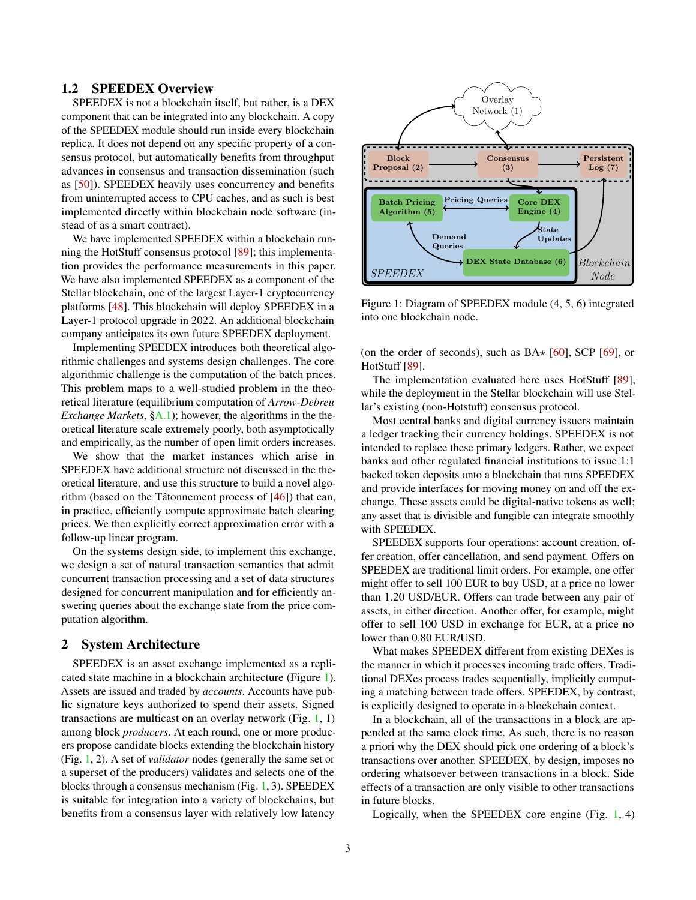### 1.2 SPEEDEX Overview

SPEEDEX is not a blockchain itself, but rather, is a DEX component that can be integrated into any blockchain. A copy of the SPEEDEX module should run inside every blockchain replica. It does not depend on any specific property of a consensus protocol, but automatically benefits from throughput advances in consensus and transaction dissemination (such as [50]). SPEEDEX heavily uses concurrency and benefits from uninterrupted access to CPU caches, and as such is best implemented directly within blockchain node software (instead of as a smart contract).

We have implemented SPEEDEX within a blockchain running the HotStuff consensus protocol [89]; this implementation provides the performance measurements in this paper. We have also implemented SPEEDEX as a component of the Stellar blockchain, one of the largest Layer-1 cryptocurrency platforms [48]. This blockchain will deploy SPEEDEX in a Layer-1 protocol upgrade in 2022. An additional blockchain company anticipates its own future SPEEDEX deployment.

Implementing SPEEDEX introduces both theoretical algorithmic challenges and systems design challenges. The core algorithmic challenge is the computation of the batch prices. This problem maps to a well-studied problem in the theoretical literature (equilibrium computation of *Arrow-Debreu Exchange Markets*, §A.1); however, the algorithms in the theoretical literature scale extremely poorly, both asymptotically and empirically, as the number of open limit orders increases.

We show that the market instances which arise in SPEEDEX have additional structure not discussed in the theoretical literature, and use this structure to build a novel algorithm (based on the Tâtonnement process of [46]) that can, in practice, efficiently compute approximate batch clearing prices. We then explicitly correct approximation error with a follow-up linear program.

On the systems design side, to implement this exchange, we design a set of natural transaction semantics that admit concurrent transaction processing and a set of data structures designed for concurrent manipulation and for efficiently answering queries about the exchange state from the price computation algorithm.

## 2 System Architecture

SPEEDEX is an asset exchange implemented as a replicated state machine in a blockchain architecture (Figure 1). Assets are issued and traded by *accounts*. Accounts have public signature keys authorized to spend their assets. Signed transactions are multicast on an overlay network (Fig. 1, 1) among block *producers*. At each round, one or more producers propose candidate blocks extending the blockchain history (Fig. 1, 2). A set of *validator* nodes (generally the same set or a superset of the producers) validates and selects one of the blocks through a consensus mechanism (Fig. 1, 3). SPEEDEX is suitable for integration into a variety of blockchains, but benefits from a consensus layer with relatively low latency (on the order of seconds), such as BA⋆ [60], SCP [69], or HotStuff [89].

Figure 1: Diagram of SPEEDEX module (4, 5, 6) integrated into one blockchain node.

The implementation evaluated here uses HotStuff [89], while the deployment in the Stellar blockchain will use Stellar's existing (non-Hotstuff) consensus protocol.

Most central banks and digital currency issuers maintain a ledger tracking their currency holdings. SPEEDEX is not intended to replace these primary ledgers. Rather, we expect banks and other regulated financial institutions to issue 1:1 backed token deposits onto a blockchain that runs SPEEDEX and provide interfaces for moving money on and off the exchange. These assets could be digital-native tokens as well; any asset that is divisible and fungible can integrate smoothly with SPEEDEX.

SPEEDEX supports four operations: account creation, offer creation, offer cancellation, and send payment. Offers on SPEEDEX are traditional limit orders. For example, one offer might offer to sell 100 EUR to buy USD, at a price no lower than 1.20 USD/EUR. Offers can trade between any pair of assets, in either direction. Another offer, for example, might offer to sell 100 USD in exchange for EUR, at a price no lower than 0.80 EUR/USD.

What makes SPEEDEX different from existing DEXes is the manner in which it processes incoming trade offers. Traditional DEXes process trades sequentially, implicitly computing a matching between trade offers. SPEEDEX, by contrast, is explicitly designed to operate in a blockchain context.

In a blockchain, all of the transactions in a block are appended at the same clock time. As such, there is no reason a priori why the DEX should pick one ordering of a block's transactions over another. SPEEDEX, by design, imposes no ordering whatsoever between transactions in a block. Side effects of a transaction are only visible to other transactions in future blocks.

Logically, when the SPEEDEX core engine (Fig. 1, 4)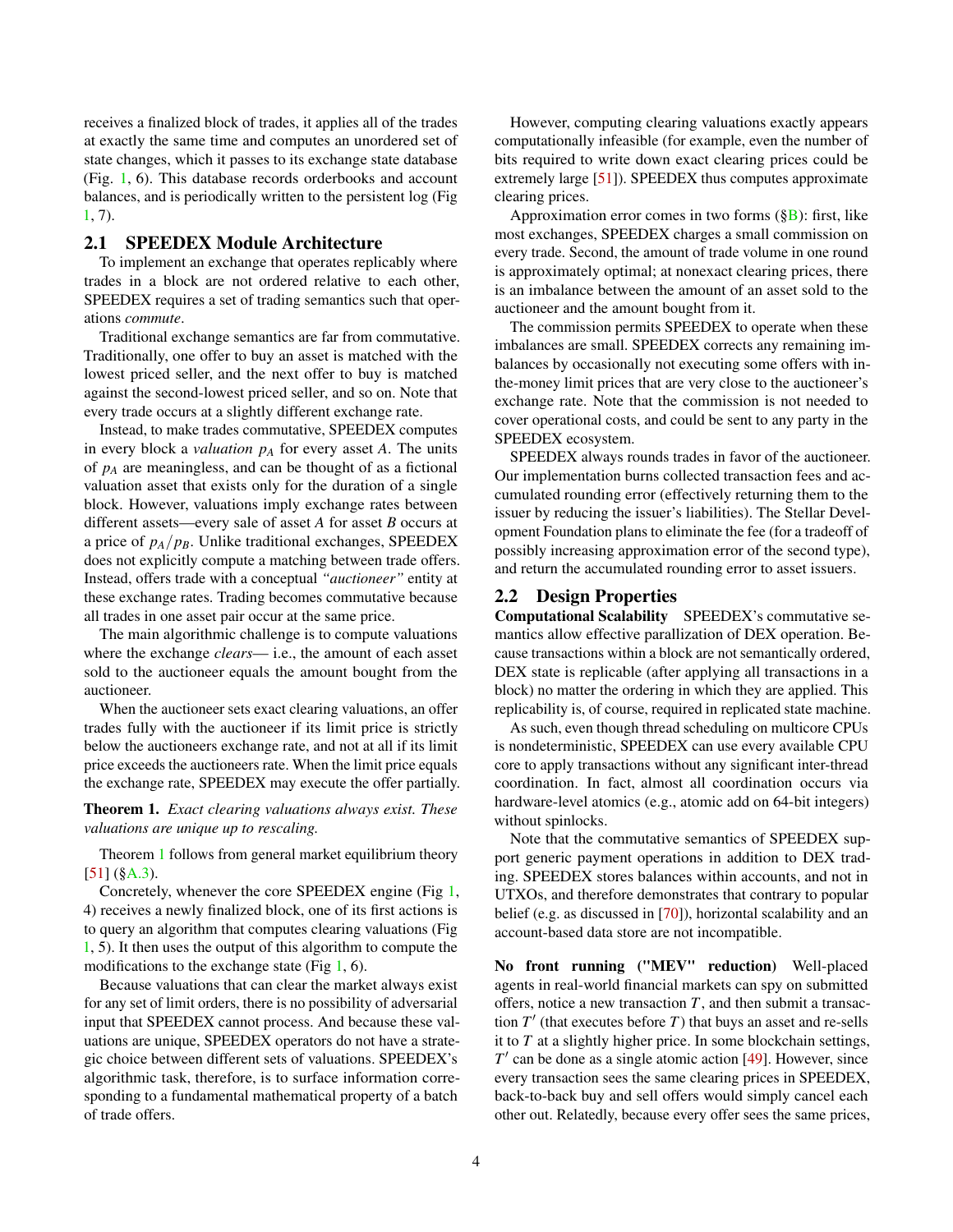receives a finalized block of trades, it applies all of the trades at exactly the same time and computes an unordered set of state changes, which it passes to its exchange state database (Fig. 1, 6). This database records orderbooks and account balances, and is periodically written to the persistent log (Fig 1, 7).

## 2.1 SPEEDEX Module Architecture

To implement an exchange that operates replicably where trades in a block are not ordered relative to each other, SPEEDEX requires a set of trading semantics such that operations *commute*.

Traditional exchange semantics are far from commutative. Traditionally, one offer to buy an asset is matched with the lowest priced seller, and the next offer to buy is matched against the second-lowest priced seller, and so on. Note that every trade occurs at a slightly different exchange rate.

Instead, to make trades commutative, SPEEDEX computes in every block a *valuation* $p_A$ for every asset $A$. The units of $p_A$ are meaningless, and can be thought of as a fictional valuation asset that exists only for the duration of a single block. However, valuations imply exchange rates between different assets—every sale of asset $A$ for asset $B$ occurs at a price of $p_A/p_B$. Unlike traditional exchanges, SPEEDEX does not explicitly compute a matching between trade offers. Instead, offers trade with a conceptual *"auctioneer"* entity at these exchange rates. Trading becomes commutative because all trades in one asset pair occur at the same price.

The main algorithmic challenge is to compute valuations where the exchange *clears*— i.e., the amount of each asset sold to the auctioneer equals the amount bought from the auctioneer.

When the auctioneer sets exact clearing valuations, an offer trades fully with the auctioneer if its limit price is strictly below the auctioneers exchange rate, and not at all if its limit price exceeds the auctioneers rate. When the limit price equals the exchange rate, SPEEDEX may execute the offer partially.

**Theorem 1.** *Exact clearing valuations always exist. These valuations are unique up to rescaling.*

Theorem 1 follows from general market equilibrium theory [51] (§A.3).

Concretely, whenever the core SPEEDEX engine (Fig 1, 4) receives a newly finalized block, one of its first actions is to query an algorithm that computes clearing valuations (Fig 1, 5). It then uses the output of this algorithm to compute the modifications to the exchange state (Fig 1, 6).

Because valuations that can clear the market always exist for any set of limit orders, there is no possibility of adversarial input that SPEEDEX cannot process. And because these valuations are unique, SPEEDEX operators do not have a strategic choice between different sets of valuations. SPEEDEX's algorithmic task, therefore, is to surface information corresponding to a fundamental mathematical property of a batch of trade offers.

However, computing clearing valuations exactly appears computationally infeasible (for example, even the number of bits required to write down exact clearing prices could be extremely large [51]). SPEEDEX thus computes approximate clearing prices.

Approximation error comes in two forms (§B): first, like most exchanges, SPEEDEX charges a small commission on every trade. Second, the amount of trade volume in one round is approximately optimal; at nonexact clearing prices, there is an imbalance between the amount of an asset sold to the auctioneer and the amount bought from it.

The commission permits SPEEDEX to operate when these imbalances are small. SPEEDEX corrects any remaining imbalances by occasionally not executing some offers with in-the-money limit prices that are very close to the auctioneer's exchange rate. Note that the commission is not needed to cover operational costs, and could be sent to any party in the SPEEDEX ecosystem.

SPEEDEX always rounds trades in favor of the auctioneer. Our implementation burns collected transaction fees and accumulated rounding error (effectively returning them to the issuer by reducing the issuer's liabilities). The Stellar Development Foundation plans to eliminate the fee (for a tradeoff of possibly increasing approximation error of the second type), and return the accumulated rounding error to asset issuers.

## 2.2 Design Properties

**Computational Scalability** SPEEDEX's commutative semantics allow effective parallization of DEX operation. Because transactions within a block are not semantically ordered, DEX state is replicable (after applying all transactions in a block) no matter the ordering in which they are applied. This replicability is, of course, required in replicated state machine.

As such, even though thread scheduling on multicore CPUs is nondeterministic, SPEEDEX can use every available CPU core to apply transactions without any significant inter-thread coordination. In fact, almost all coordination occurs via hardware-level atomics (e.g., atomic add on 64-bit integers) without spinlocks.

Note that the commutative semantics of SPEEDEX support generic payment operations in addition to DEX trading. SPEEDEX stores balances within accounts, and not in UTXOs, and therefore demonstrates that contrary to popular belief (e.g. as discussed in [70]), horizontal scalability and an account-based data store are not incompatible.

**No front running ("MEV" reduction)** Well-placed agents in real-world financial markets can spy on submitted offers, notice a new transaction $T$, and then submit a transaction $T'$ (that executes before $T$) that buys an asset and re-sells it to $T$ at a slightly higher price. In some blockchain settings, $T'$ can be done as a single atomic action [49]. However, since every transaction sees the same clearing prices in SPEEDEX, back-to-back buy and sell offers would simply cancel each other out. Relatedly, because every offer sees the same prices,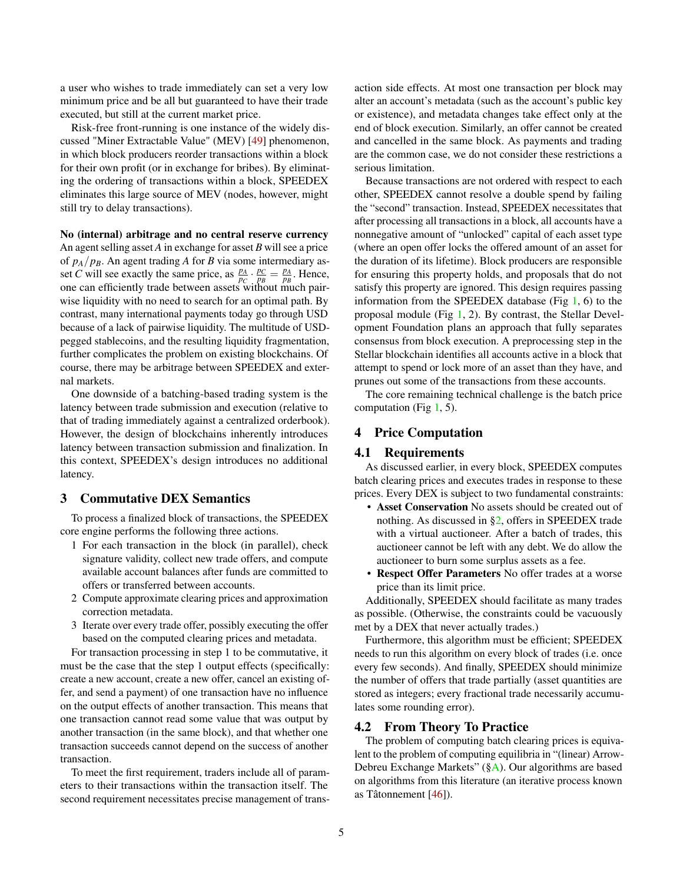a user who wishes to trade immediately can set a very low minimum price and be all but guaranteed to have their trade executed, but still at the current market price.

Risk-free front-running is one instance of the widely discussed "Miner Extractable Value" (MEV) [49] phenomenon, in which block producers reorder transactions within a block for their own profit (or in exchange for bribes). By eliminating the ordering of transactions within a block, SPEEDEX eliminates this large source of MEV (nodes, however, might still try to delay transactions).

**No (internal) arbitrage and no central reserve currency** An agent selling asset $A$ in exchange for asset $B$ will see a price of $p_A/p_B$. An agent trading $A$ for $B$ via some intermediary asset $C$ will see exactly the same price, as $\frac{p_A}{p_C} \cdot \frac{p_C}{p_B} = \frac{p_A}{p_B}$. Hence, one can efficiently trade between assets without much pairwise liquidity with no need to search for an optimal path. By contrast, many international payments today go through USD because of a lack of pairwise liquidity. The multitude of USD-pegged stablecoins, and the resulting liquidity fragmentation, further complicates the problem on existing blockchains. Of course, there may be arbitrage between SPEEDEX and external markets.

One downside of a batching-based trading system is the latency between trade submission and execution (relative to that of trading immediately against a centralized orderbook). However, the design of blockchains inherently introduces latency between transaction submission and finalization. In this context, SPEEDEX's design introduces no additional latency.

## 3 Commutative DEX Semantics

To process a finalized block of transactions, the SPEEDEX core engine performs the following three actions.

1. For each transaction in the block (in parallel), check signature validity, collect new trade offers, and compute available account balances after funds are committed to offers or transferred between accounts.
2. Compute approximate clearing prices and approximation correction metadata.
3. Iterate over every trade offer, possibly executing the offer based on the computed clearing prices and metadata.

For transaction processing in step 1 to be commutative, it must be the case that the step 1 output effects (specifically: create a new account, create a new offer, cancel an existing offer, and send a payment) of one transaction have no influence on the output effects of another transaction. This means that one transaction cannot read some value that was output by another transaction (in the same block), and that whether one transaction succeeds cannot depend on the success of another transaction.

To meet the first requirement, traders include all of parameters to their transactions within the transaction itself. The second requirement necessitates precise management of transaction side effects. At most one transaction per block may alter an account's metadata (such as the account's public key or existence), and metadata changes take effect only at the end of block execution. Similarly, an offer cannot be created and cancelled in the same block. As payments and trading are the common case, we do not consider these restrictions a serious limitation.

Because transactions are not ordered with respect to each other, SPEEDEX cannot resolve a double spend by failing the "second" transaction. Instead, SPEEDEX necessitates that after processing all transactions in a block, all accounts have a nonnegative amount of "unlocked" capital of each asset type (where an open offer locks the offered amount of an asset for the duration of its lifetime). Block producers are responsible for ensuring this property holds, and proposals that do not satisfy this property are ignored. This design requires passing information from the SPEEDEX database (Fig 1, 6) to the proposal module (Fig 1, 2). By contrast, the Stellar Development Foundation plans an approach that fully separates consensus from block execution. A preprocessing step in the Stellar blockchain identifies all accounts active in a block that attempt to spend or lock more of an asset than they have, and prunes out some of the transactions from these accounts.

The core remaining technical challenge is the batch price computation (Fig 1, 5).

## 4 Price Computation

### 4.1 Requirements

As discussed earlier, in every block, SPEEDEX computes batch clearing prices and executes trades in response to these prices. Every DEX is subject to two fundamental constraints:

- **Asset Conservation** No assets should be created out of nothing. As discussed in §2, offers in SPEEDEX trade with a virtual auctioneer. After a batch of trades, this auctioneer cannot be left with any debt. We do allow the auctioneer to burn some surplus assets as a fee.
- **Respect Offer Parameters** No offer trades at a worse price than its limit price.

Additionally, SPEEDEX should facilitate as many trades as possible. (Otherwise, the constraints could be vacuously met by a DEX that never actually trades.)

Furthermore, this algorithm must be efficient; SPEEDEX needs to run this algorithm on every block of trades (i.e. once every few seconds). And finally, SPEEDEX should minimize the number of offers that trade partially (asset quantities are stored as integers; every fractional trade necessarily accumulates some rounding error).

### 4.2 From Theory To Practice

The problem of computing batch clearing prices is equivalent to the problem of computing equilibria in "(linear) Arrow-Debreu Exchange Markets" (§A). Our algorithms are based on algorithms from this literature (an iterative process known as Tâtonnement [46]).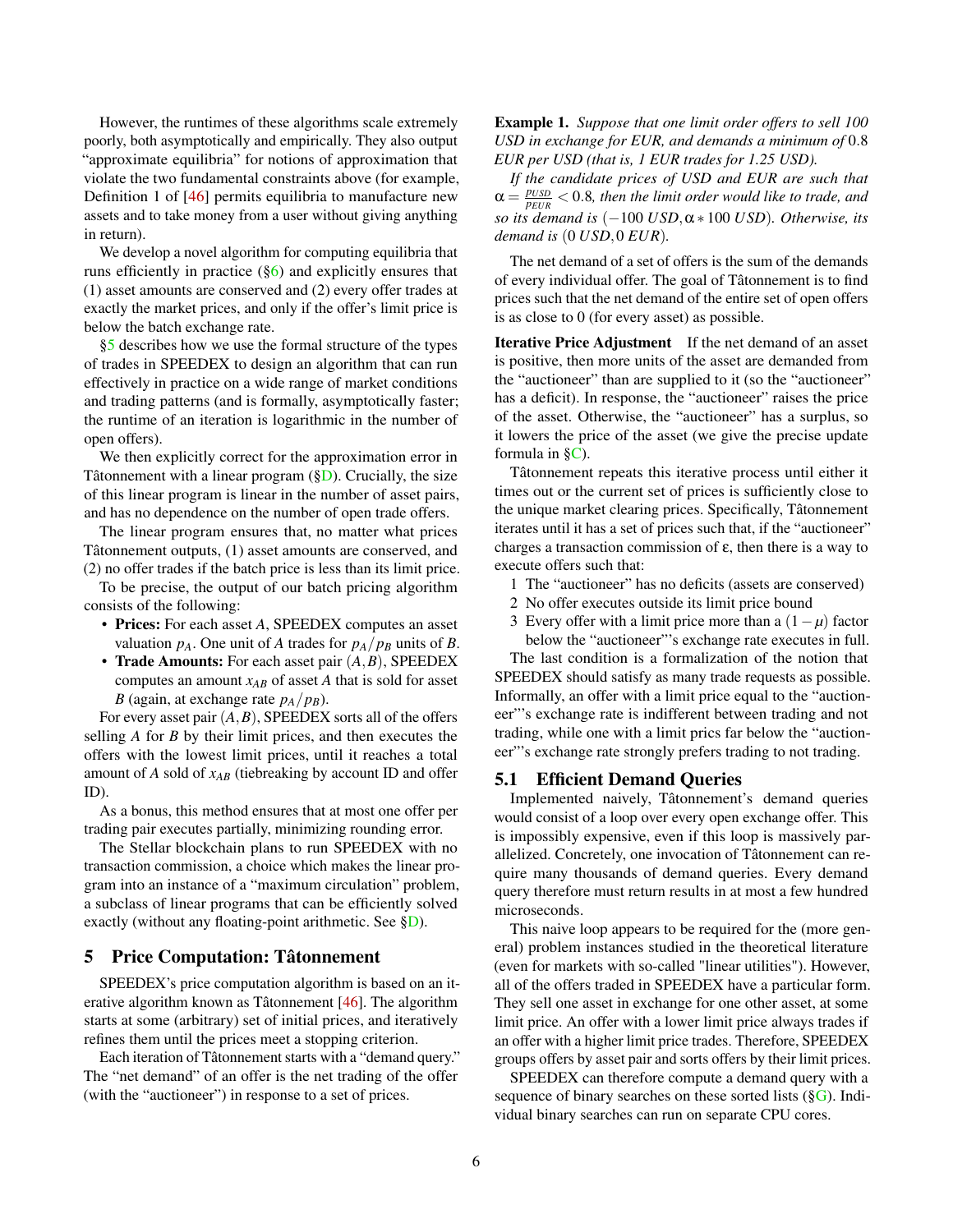However, the runtimes of these algorithms scale extremely poorly, both asymptotically and empirically. They also output "approximate equilibria" for notions of approximation that violate the two fundamental constraints above (for example, Definition 1 of [46] permits equilibria to manufacture new assets and to take money from a user without giving anything in return).

We develop a novel algorithm for computing equilibria that runs efficiently in practice (§6) and explicitly ensures that (1) asset amounts are conserved and (2) every offer trades at exactly the market prices, and only if the offer's limit price is below the batch exchange rate.

§5 describes how we use the formal structure of the types of trades in SPEEDEX to design an algorithm that can run effectively in practice on a wide range of market conditions and trading patterns (and is formally, asymptotically faster; the runtime of an iteration is logarithmic in the number of open offers).

We then explicitly correct for the approximation error in Tâtonnement with a linear program (§D). Crucially, the size of this linear program is linear in the number of asset pairs, and has no dependence on the number of open trade offers.

The linear program ensures that, no matter what prices Tâtonnement outputs, (1) asset amounts are conserved, and (2) no offer trades if the batch price is less than its limit price.

To be precise, the output of our batch pricing algorithm consists of the following:

- **Prices:** For each asset $A$, SPEEDEX computes an asset valuation $p_A$. One unit of $A$ trades for $p_A/p_B$ units of $B$.
- **Trade Amounts:** For each asset pair $(A,B)$, SPEEDEX computes an amount $x_{AB}$ of asset $A$ that is sold for asset $B$ (again, at exchange rate $p_A/p_B$).

For every asset pair $(A,B)$, SPEEDEX sorts all of the offers selling $A$ for $B$ by their limit prices, and then executes the offers with the lowest limit prices, until it reaches a total amount of $A$ sold of $x_{AB}$ (tiebreaking by account ID and offer ID).

As a bonus, this method ensures that at most one offer per trading pair executes partially, minimizing rounding error.

The Stellar blockchain plans to run SPEEDEX with no transaction commission, a choice which makes the linear program into an instance of a "maximum circulation" problem, a subclass of linear programs that can be efficiently solved exactly (without any floating-point arithmetic. See §D).

## 5 Price Computation: Tâtonnement

SPEEDEX's price computation algorithm is based on an iterative algorithm known as Tâtonnement [46]. The algorithm starts at some (arbitrary) set of initial prices, and iteratively refines them until the prices meet a stopping criterion.

Each iteration of Tâtonnement starts with a "demand query." The "net demand" of an offer is the net trading of the offer (with the "auctioneer") in response to a set of prices.

**Example 1.** *Suppose that one limit order offers to sell 100 USD in exchange for EUR, and demands a minimum of* $0.8$ *EUR per USD (that is, 1 EUR trades for 1.25 USD).*

*If the candidate prices of USD and EUR are such that* $\alpha = \frac{p_{USD}}{p_{EUR}} < 0.8$*, then the limit order would like to trade, and so its demand is* $(-100\ USD, \alpha * 100\ USD)$*. Otherwise, its demand is* $(0\ USD, 0\ EUR)$*.*

The net demand of a set of offers is the sum of the demands of every individual offer. The goal of Tâtonnement is to find prices such that the net demand of the entire set of open offers is as close to 0 (for every asset) as possible.

**Iterative Price Adjustment** If the net demand of an asset is positive, then more units of the asset are demanded from the "auctioneer" than are supplied to it (so the "auctioneer" has a deficit). In response, the "auctioneer" raises the price of the asset. Otherwise, the "auctioneer" has a surplus, so it lowers the price of the asset (we give the precise update formula in §C).

Tâtonnement repeats this iterative process until either it times out or the current set of prices is sufficiently close to the unique market clearing prices. Specifically, Tâtonnement iterates until it has a set of prices such that, if the "auctioneer" charges a transaction commission of $\varepsilon$, then there is a way to execute offers such that:

1. The "auctioneer" has no deficits (assets are conserved)
2. No offer executes outside its limit price bound
3. Every offer with a limit price more than a $(1-\mu)$ factor below the "auctioneer"'s exchange rate executes in full.

The last condition is a formalization of the notion that SPEEDEX should satisfy as many trade requests as possible. Informally, an offer with a limit price equal to the "auctioneer"'s exchange rate is indifferent between trading and not trading, while one with a limit prics far below the "auctioneer"'s exchange rate strongly prefers trading to not trading.

### 5.1 Efficient Demand Queries

Implemented naively, Tâtonnement's demand queries would consist of a loop over every open exchange offer. This is impossibly expensive, even if this loop is massively parallelized. Concretely, one invocation of Tâtonnement can require many thousands of demand queries. Every demand query therefore must return results in at most a few hundred microseconds.

This naive loop appears to be required for the (more general) problem instances studied in the theoretical literature (even for markets with so-called "linear utilities"). However, all of the offers traded in SPEEDEX have a particular form. They sell one asset in exchange for one other asset, at some limit price. An offer with a lower limit price always trades if an offer with a higher limit price trades. Therefore, SPEEDEX groups offers by asset pair and sorts offers by their limit prices.

SPEEDEX can therefore compute a demand query with a sequence of binary searches on these sorted lists (§G). Individual binary searches can run on separate CPU cores.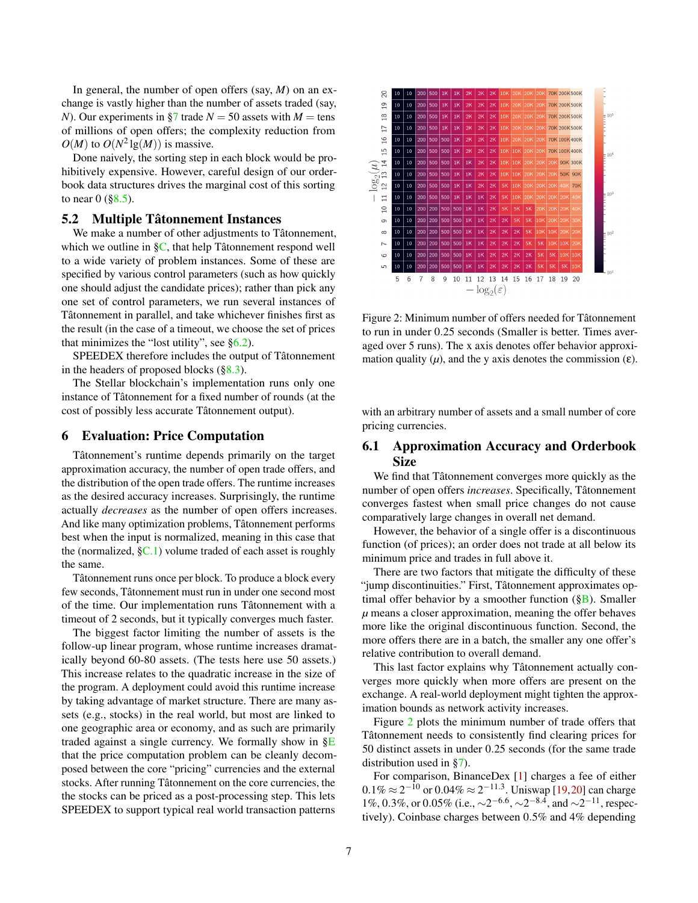In general, the number of open offers (say, $M$) on an exchange is vastly higher than the number of assets traded (say, $N$). Our experiments in §7 trade $N = 50$ assets with $M =$ tens of millions of open offers; the complexity reduction from $O(M)$ to $O(N^2 \lg(M))$ is massive.

Done naively, the sorting step in each block would be prohibitively expensive. However, careful design of our orderbook data structures drives the marginal cost of this sorting to near 0 (§8.5).

## 5.2 Multiple Tâtonnement Instances

We make a number of other adjustments to Tâtonnement, which we outline in §C, that help Tâtonnement respond well to a wide variety of problem instances. Some of these are specified by various control parameters (such as how quickly one should adjust the candidate prices); rather than pick any one set of control parameters, we run several instances of Tâtonnement in parallel, and take whichever finishes first as the result (in the case of a timeout, we choose the set of prices that minimizes the "lost utility", see §6.2).

SPEEDEX therefore includes the output of Tâtonnement in the headers of proposed blocks (§8.3).

The Stellar blockchain's implementation runs only one instance of Tâtonnement for a fixed number of rounds (at the cost of possibly less accurate Tâtonnement output).

# 6 Evaluation: Price Computation

Tâtonnement's runtime depends primarily on the target approximation accuracy, the number of open trade offers, and the distribution of the open trade offers. The runtime increases as the desired accuracy increases. Surprisingly, the runtime actually *decreases* as the number of open offers increases. And like many optimization problems, Tâtonnement performs best when the input is normalized, meaning in this case that the (normalized, §C.1) volume traded of each asset is roughly the same.

Tâtonnement runs once per block. To produce a block every few seconds, Tâtonnement must run in under one second most of the time. Our implementation runs Tâtonnement with a timeout of 2 seconds, but it typically converges much faster.

The biggest factor limiting the number of assets is the follow-up linear program, whose runtime increases dramatically beyond 60-80 assets. (The tests here use 50 assets.) This increase relates to the quadratic increase in the size of the program. A deployment could avoid this runtime increase by taking advantage of market structure. There are many assets (e.g., stocks) in the real world, but most are linked to one geographic area or economy, and as such are primarily traded against a single currency. We formally show in §E that the price computation problem can be cleanly decomposed between the core "pricing" currencies and the external stocks. After running Tâtonnement on the core currencies, the the stocks can be priced as a post-processing step. This lets SPEEDEX to support typical real world transaction patterns

| $-\log_2(\mu)$ \ $-\log_2(\varepsilon)$ | 5 | 6 | 7 | 8 | 9 | 10 | 11 | 12 | 13 | 14 | 15 | 16 | 17 | 18 | 19 | 20 |
|---|---|---|---|---|---|---|---|---|---|---|---|---|---|---|---|---|
| 20 | 10 | 10 | 200 | 500 | 1K | 1K | 2K | 2K | 2K | 10K | 20K | 20K | 20K | 70K | 200K | 500K |
| 19 | 10 | 10 | 200 | 500 | 1K | 1K | 2K | 2K | 2K | 10K | 20K | 20K | 20K | 70K | 200K | 500K |
| 18 | 10 | 10 | 200 | 500 | 1K | 1K | 2K | 2K | 2K | 10K | 20K | 20K | 20K | 70K | 200K | 500K |
| 17 | 10 | 10 | 200 | 500 | 1K | 1K | 2K | 2K | 2K | 10K | 20K | 20K | 20K | 70K | 200K | 500K |
| 16 | 10 | 10 | 200 | 500 | 500 | 1K | 1K | 2K | 2K | 10K | 20K | 20K | 20K | 70K | 100K | 400K |
| 15 | 10 | 10 | 200 | 500 | 500 | 1K | 2K | 2K | 2K | 10K | 10K | 20K | 20K | 70K | 100K | 400K |
| 14 | 10 | 10 | 200 | 500 | 500 | 1K | 1K | 2K | 2K | 10K | 10K | 20K | 20K | 20K | 90K | 300K |
| 13 | 10 | 10 | 200 | 500 | 500 | 1K | 1K | 1K | 2K | 10K | 10K | 20K | 20K | 20K | 50K | 90K |
| 12 | 10 | 10 | 200 | 500 | 500 | 1K | 1K | 2K | 2K | 5K | 10K | 20K | 20K | 20K | 40K | 70K |
| 11 | 10 | 10 | 200 | 500 | 500 | 1K | 1K | 1K | 2K | 5K | 10K | 20K | 20K | 20K | 20K | 40K |
| 10 | 10 | 10 | 200 | 200 | 500 | 500 | 1K | 1K | 2K | 5K | 5K | 5K | 20K | 20K | 20K | 40K |
| 9 | 10 | 10 | 200 | 200 | 500 | 500 | 1K | 1K | 2K | 2K | 5K | 5K | 10K | 20K | 20K | 30K |
| 8 | 10 | 10 | 200 | 200 | 500 | 500 | 1K | 1K | 1K | 2K | 2K | 5K | 10K | 10K | 20K | 20K |
| 7 | 10 | 10 | 200 | 200 | 500 | 500 | 1K | 1K | 2K | 2K | 2K | 5K | 5K | 10K | 10K | 20K |
| 6 | 10 | 10 | 200 | 200 | 500 | 500 | 1K | 1K | 1K | 2K | 2K | 2K | 5K | 5K | 10K | 10K |
| 5 | 10 | 10 | 200 | 200 | 500 | 500 | 1K | 1K | 1K | 2K | 2K | 2K | 5K | 5K | 5K | 10K |

Figure 2: Minimum number of offers needed for Tâtonnement to run in under 0.25 seconds (Smaller is better. Times averaged over 5 runs). The x axis denotes offer behavior approximation quality ($\mu$), and the y axis denotes the commission ($\varepsilon$).

with an arbitrary number of assets and a small number of core pricing currencies.

## 6.1 Approximation Accuracy and Orderbook Size

We find that Tâtonnement converges more quickly as the number of open offers *increases*. Specifically, Tâtonnement converges fastest when small price changes do not cause comparatively large changes in overall net demand.

However, the behavior of a single offer is a discontinuous function (of prices); an order does not trade at all below its minimum price and trades in full above it.

There are two factors that mitigate the difficulty of these "jump discontinuities." First, Tâtonnement approximates optimal offer behavior by a smoother function (§B). Smaller $\mu$ means a closer approximation, meaning the offer behaves more like the original discontinuous function. Second, the more offers there are in a batch, the smaller any one offer's relative contribution to overall demand.

This last factor explains why Tâtonnement actually converges more quickly when more offers are present on the exchange. A real-world deployment might tighten the approximation bounds as network activity increases.

Figure 2 plots the minimum number of trade offers that Tâtonnement needs to consistently find clearing prices for 50 distinct assets in under 0.25 seconds (for the same trade distribution used in §7).

For comparison, BinanceDex [1] charges a fee of either $0.1\% \approx 2^{-10}$ or $0.04\% \approx 2^{-11.3}$. Uniswap [19,20] can charge 1%, 0.3%, or 0.05% (i.e., $\sim 2^{-6.6}$, $\sim 2^{-8.4}$, and $\sim 2^{-11}$, respectively). Coinbase charges between 0.5% and 4% depending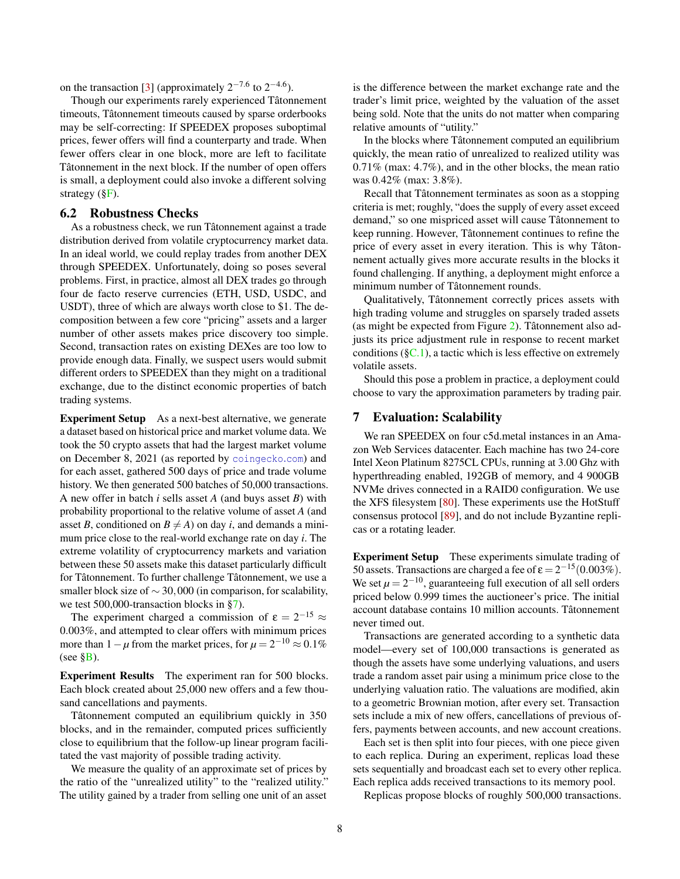on the transaction [3] (approximately $2^{-7.6}$ to $2^{-4.6}$).

Though our experiments rarely experienced Tâtonnement timeouts, Tâtonnement timeouts caused by sparse orderbooks may be self-correcting: If SPEEDEX proposes suboptimal prices, fewer offers will find a counterparty and trade. When fewer offers clear in one block, more are left to facilitate Tâtonnement in the next block. If the number of open offers is small, a deployment could also invoke a different solving strategy (§F).

## 6.2 Robustness Checks

As a robustness check, we run Tâtonnement against a trade distribution derived from volatile cryptocurrency market data. In an ideal world, we could replay trades from another DEX through SPEEDEX. Unfortunately, doing so poses several problems. First, in practice, almost all DEX trades go through four de facto reserve currencies (ETH, USD, USDC, and USDT), three of which are always worth close to \$1. The decomposition between a few core "pricing" assets and a larger number of other assets makes price discovery too simple. Second, transaction rates on existing DEXes are too low to provide enough data. Finally, we suspect users would submit different orders to SPEEDEX than they might on a traditional exchange, due to the distinct economic properties of batch trading systems.

**Experiment Setup** As a next-best alternative, we generate a dataset based on historical price and market volume data. We took the 50 crypto assets that had the largest market volume on December 8, 2021 (as reported by `coingecko.com`) and for each asset, gathered 500 days of price and trade volume history. We then generated 500 batches of 50,000 transactions. A new offer in batch $i$ sells asset $A$ (and buys asset $B$) with probability proportional to the relative volume of asset $A$ (and asset $B$, conditioned on $B \neq A$) on day $i$, and demands a minimum price close to the real-world exchange rate on day $i$. The extreme volatility of cryptocurrency markets and variation between these 50 assets make this dataset particularly difficult for Tâtonnement. To further challenge Tâtonnement, we use a smaller block size of $\sim 30,000$ (in comparison, for scalability, we test 500,000-transaction blocks in §7).

The experiment charged a commission of $\varepsilon = 2^{-15} \approx 0.003\%$, and attempted to clear offers with minimum prices more than $1-\mu$ from the market prices, for $\mu = 2^{-10} \approx 0.1\%$ (see §B).

**Experiment Results** The experiment ran for 500 blocks. Each block created about 25,000 new offers and a few thousand cancellations and payments.

Tâtonnement computed an equilibrium quickly in 350 blocks, and in the remainder, computed prices sufficiently close to equilibrium that the follow-up linear program facilitated the vast majority of possible trading activity.

We measure the quality of an approximate set of prices by the ratio of the "unrealized utility" to the "realized utility." The utility gained by a trader from selling one unit of an asset is the difference between the market exchange rate and the trader's limit price, weighted by the valuation of the asset being sold. Note that the units do not matter when comparing relative amounts of "utility."

In the blocks where Tâtonnement computed an equilibrium quickly, the mean ratio of unrealized to realized utility was 0.71% (max: 4.7%), and in the other blocks, the mean ratio was 0.42% (max: 3.8%).

Recall that Tâtonnement terminates as soon as a stopping criteria is met; roughly, "does the supply of every asset exceed demand," so one mispriced asset will cause Tâtonnement to keep running. However, Tâtonnement continues to refine the price of every asset in every iteration. This is why Tâtonnement actually gives more accurate results in the blocks it found challenging. If anything, a deployment might enforce a minimum number of Tâtonnement rounds.

Qualitatively, Tâtonnement correctly prices assets with high trading volume and struggles on sparsely traded assets (as might be expected from Figure 2). Tâtonnement also adjusts its price adjustment rule in response to recent market conditions (§C.1), a tactic which is less effective on extremely volatile assets.

Should this pose a problem in practice, a deployment could choose to vary the approximation parameters by trading pair.

# 7 Evaluation: Scalability

We ran SPEEDEX on four c5d.metal instances in an Amazon Web Services datacenter. Each machine has two 24-core Intel Xeon Platinum 8275CL CPUs, running at 3.00 Ghz with hyperthreading enabled, 192GB of memory, and 4 900GB NVMe drives connected in a RAID0 configuration. We use the XFS filesystem [80]. These experiments use the HotStuff consensus protocol [89], and do not include Byzantine replicas or a rotating leader.

**Experiment Setup** These experiments simulate trading of 50 assets. Transactions are charged a fee of $\varepsilon = 2^{-15}(0.003\%)$. We set $\mu = 2^{-10}$, guaranteeing full execution of all sell orders priced below 0.999 times the auctioneer's price. The initial account database contains 10 million accounts. Tâtonnement never timed out.

Transactions are generated according to a synthetic data model—every set of 100,000 transactions is generated as though the assets have some underlying valuations, and users trade a random asset pair using a minimum price close to the underlying valuation ratio. The valuations are modified, akin to a geometric Brownian motion, after every set. Transaction sets include a mix of new offers, cancellations of previous offers, payments between accounts, and new account creations.

Each set is then split into four pieces, with one piece given to each replica. During an experiment, replicas load these sets sequentially and broadcast each set to every other replica. Each replica adds received transactions to its memory pool.

Replicas propose blocks of roughly 500,000 transactions.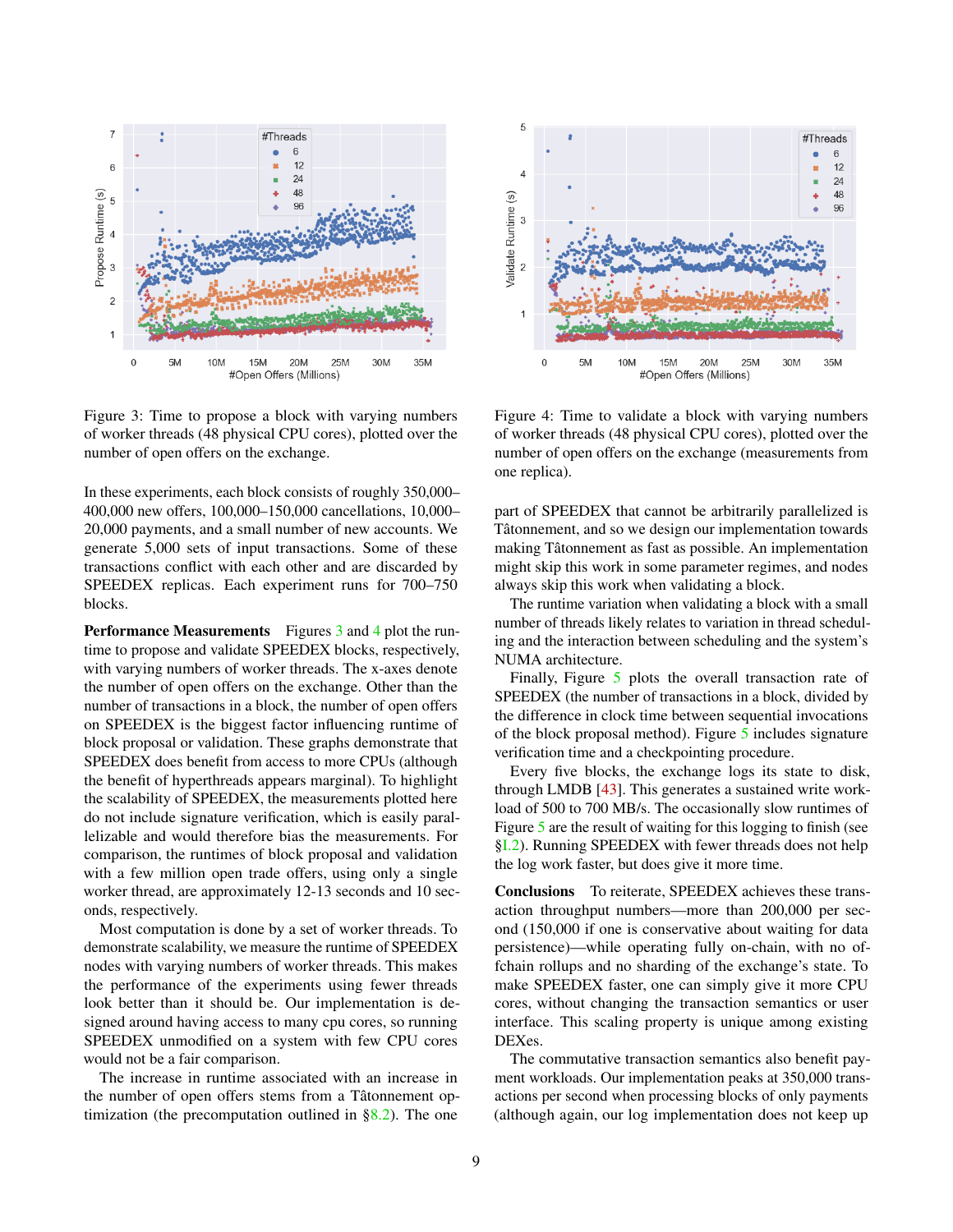Figure 3: Time to propose a block with varying numbers of worker threads (48 physical CPU cores), plotted over the number of open offers on the exchange.

Figure 4: Time to validate a block with varying numbers of worker threads (48 physical CPU cores), plotted over the number of open offers on the exchange (measurements from one replica).

In these experiments, each block consists of roughly 350,000–400,000 new offers, 100,000–150,000 cancellations, 10,000–20,000 payments, and a small number of new accounts. We generate 5,000 sets of input transactions. Some of these transactions conflict with each other and are discarded by SPEEDEX replicas. Each experiment runs for 700–750 blocks.

**Performance Measurements** Figures 3 and 4 plot the runtime to propose and validate SPEEDEX blocks, respectively, with varying numbers of worker threads. The x-axes denote the number of open offers on the exchange. Other than the number of transactions in a block, the number of open offers on SPEEDEX is the biggest factor influencing runtime of block proposal or validation. These graphs demonstrate that SPEEDEX does benefit from access to more CPUs (although the benefit of hyperthreads appears marginal). To highlight the scalability of SPEEDEX, the measurements plotted here do not include signature verification, which is easily parallelizable and would therefore bias the measurements. For comparison, the runtimes of block proposal and validation with a few million open trade offers, using only a single worker thread, are approximately 12-13 seconds and 10 seconds, respectively.

Most computation is done by a set of worker threads. To demonstrate scalability, we measure the runtime of SPEEDEX nodes with varying numbers of worker threads. This makes the performance of the experiments using fewer threads look better than it should be. Our implementation is designed around having access to many cpu cores, so running SPEEDEX unmodified on a system with few CPU cores would not be a fair comparison.

The increase in runtime associated with an increase in the number of open offers stems from a Tâtonnement optimization (the precomputation outlined in §8.2). The one part of SPEEDEX that cannot be arbitrarily parallelized is Tâtonnement, and so we design our implementation towards making Tâtonnement as fast as possible. An implementation might skip this work in some parameter regimes, and nodes always skip this work when validating a block.

The runtime variation when validating a block with a small number of threads likely relates to variation in thread scheduling and the interaction between scheduling and the system's NUMA architecture.

Finally, Figure 5 plots the overall transaction rate of SPEEDEX (the number of transactions in a block, divided by the difference in clock time between sequential invocations of the block proposal method). Figure 5 includes signature verification time and a checkpointing procedure.

Every five blocks, the exchange logs its state to disk, through LMDB [43]. This generates a sustained write workload of 500 to 700 MB/s. The occasionally slow runtimes of Figure 5 are the result of waiting for this logging to finish (see §1.2). Running SPEEDEX with fewer threads does not help the log work faster, but does give it more time.

**Conclusions** To reiterate, SPEEDEX achieves these transaction throughput numbers—more than 200,000 per second (150,000 if one is conservative about waiting for data persistence)—while operating fully on-chain, with no offchain rollups and no sharding of the exchange's state. To make SPEEDEX faster, one can simply give it more CPU cores, without changing the transaction semantics or user interface. This scaling property is unique among existing DEXes.

The commutative transaction semantics also benefit payment workloads. Our implementation peaks at 350,000 transactions per second when processing blocks of only payments (although again, our log implementation does not keep up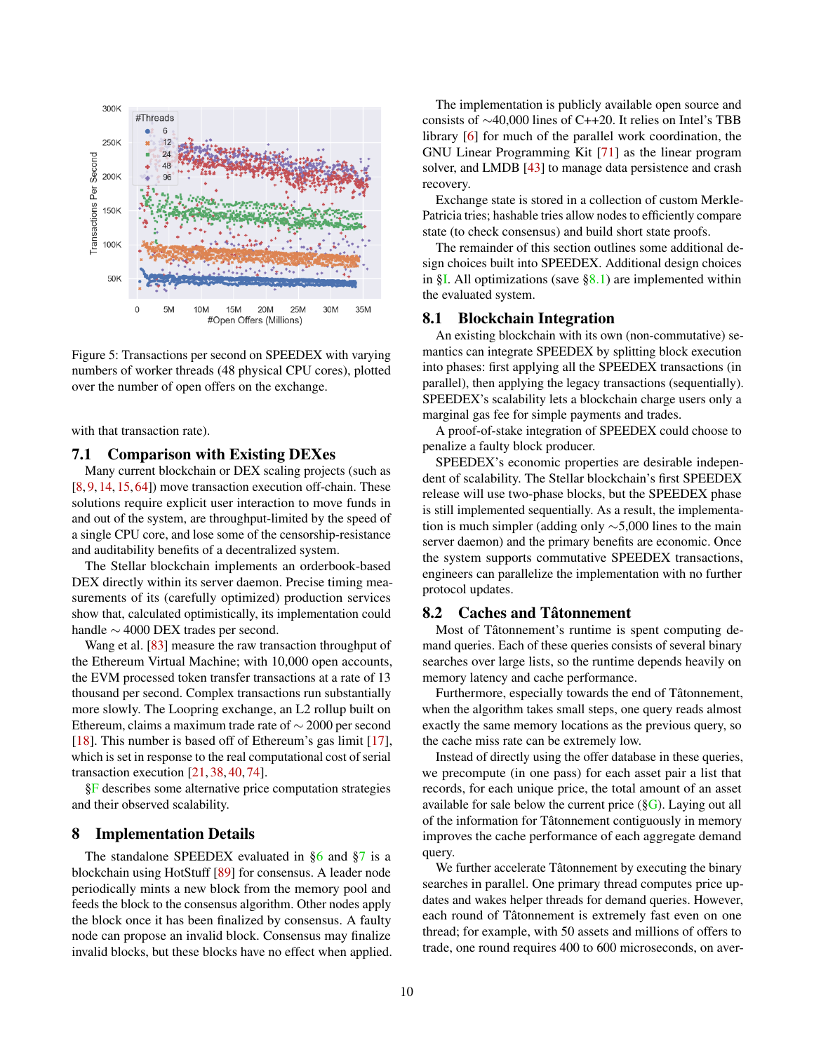Figure 5: Transactions per second on SPEEDEX with varying numbers of worker threads (48 physical CPU cores), plotted over the number of open offers on the exchange.

with that transaction rate).

### 7.1 Comparison with Existing DEXes

Many current blockchain or DEX scaling projects (such as [8, 9, 14, 15, 64]) move transaction execution off-chain. These solutions require explicit user interaction to move funds in and out of the system, are throughput-limited by the speed of a single CPU core, and lose some of the censorship-resistance and auditability benefits of a decentralized system.

The Stellar blockchain implements an orderbook-based DEX directly within its server daemon. Precise timing measurements of its (carefully optimized) production services show that, calculated optimistically, its implementation could handle ∼ 4000 DEX trades per second.

Wang et al. [83] measure the raw transaction throughput of the Ethereum Virtual Machine; with 10,000 open accounts, the EVM processed token transfer transactions at a rate of 13 thousand per second. Complex transactions run substantially more slowly. The Loopring exchange, an L2 rollup built on Ethereum, claims a maximum trade rate of ∼ 2000 per second [18]. This number is based off of Ethereum's gas limit [17], which is set in response to the real computational cost of serial transaction execution [21, 38, 40, 74].

§F describes some alternative price computation strategies and their observed scalability.

## 8 Implementation Details

The standalone SPEEDEX evaluated in §6 and §7 is a blockchain using HotStuff [89] for consensus. A leader node periodically mints a new block from the memory pool and feeds the block to the consensus algorithm. Other nodes apply the block once it has been finalized by consensus. A faulty node can propose an invalid block. Consensus may finalize invalid blocks, but these blocks have no effect when applied.

The implementation is publicly available open source and consists of ∼40,000 lines of C++20. It relies on Intel's TBB library [6] for much of the parallel work coordination, the GNU Linear Programming Kit [71] as the linear program solver, and LMDB [43] to manage data persistence and crash recovery.

Exchange state is stored in a collection of custom Merkle-Patricia tries; hashable tries allow nodes to efficiently compare state (to check consensus) and build short state proofs.

The remainder of this section outlines some additional design choices built into SPEEDEX. Additional design choices in §I. All optimizations (save §8.1) are implemented within the evaluated system.

### 8.1 Blockchain Integration

An existing blockchain with its own (non-commutative) semantics can integrate SPEEDEX by splitting block execution into phases: first applying all the SPEEDEX transactions (in parallel), then applying the legacy transactions (sequentially). SPEEDEX's scalability lets a blockchain charge users only a marginal gas fee for simple payments and trades.

A proof-of-stake integration of SPEEDEX could choose to penalize a faulty block producer.

SPEEDEX's economic properties are desirable independent of scalability. The Stellar blockchain's first SPEEDEX release will use two-phase blocks, but the SPEEDEX phase is still implemented sequentially. As a result, the implementation is much simpler (adding only ∼5,000 lines to the main server daemon) and the primary benefits are economic. Once the system supports commutative SPEEDEX transactions, engineers can parallelize the implementation with no further protocol updates.

### 8.2 Caches and Tâtonnement

Most of Tâtonnement's runtime is spent computing demand queries. Each of these queries consists of several binary searches over large lists, so the runtime depends heavily on memory latency and cache performance.

Furthermore, especially towards the end of Tâtonnement, when the algorithm takes small steps, one query reads almost exactly the same memory locations as the previous query, so the cache miss rate can be extremely low.

Instead of directly using the offer database in these queries, we precompute (in one pass) for each asset pair a list that records, for each unique price, the total amount of an asset available for sale below the current price (§G). Laying out all of the information for Tâtonnement contiguously in memory improves the cache performance of each aggregate demand query.

We further accelerate Tâtonnement by executing the binary searches in parallel. One primary thread computes price updates and wakes helper threads for demand queries. However, each round of Tâtonnement is extremely fast even on one thread; for example, with 50 assets and millions of offers to trade, one round requires 400 to 600 microseconds, on aver-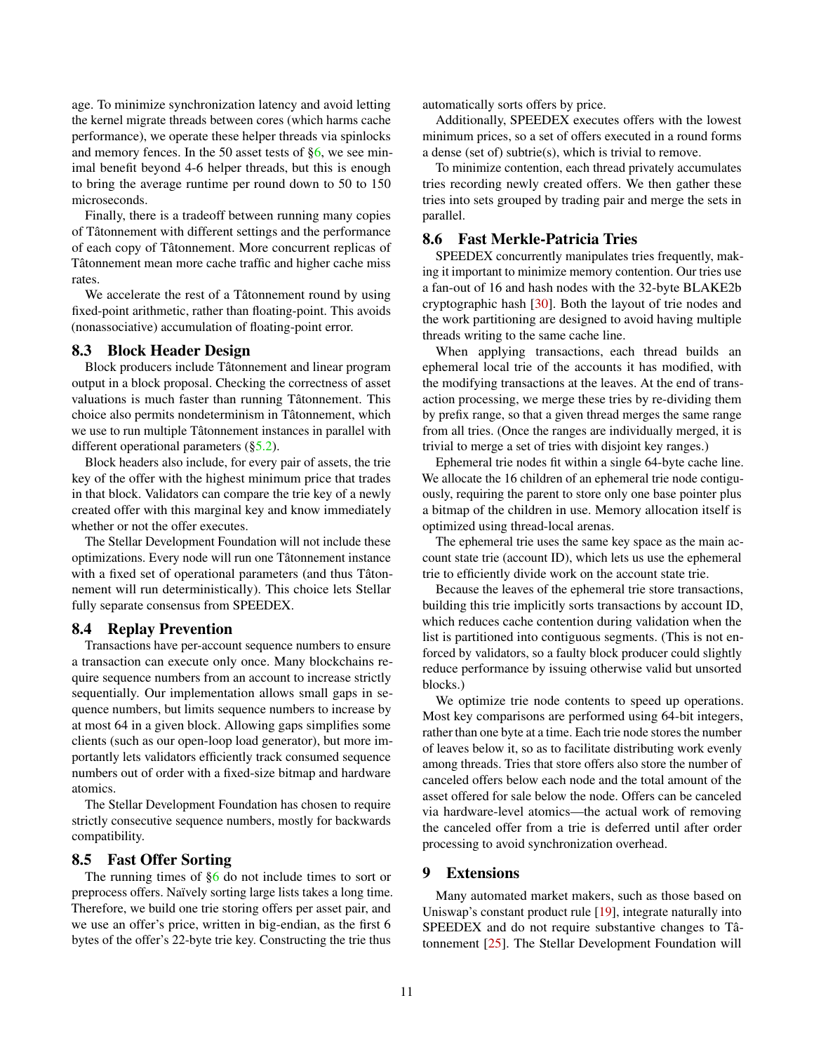age. To minimize synchronization latency and avoid letting the kernel migrate threads between cores (which harms cache performance), we operate these helper threads via spinlocks and memory fences. In the 50 asset tests of §6, we see minimal benefit beyond 4-6 helper threads, but this is enough to bring the average runtime per round down to 50 to 150 microseconds.

Finally, there is a tradeoff between running many copies of Tâtonnement with different settings and the performance of each copy of Tâtonnement. More concurrent replicas of Tâtonnement mean more cache traffic and higher cache miss rates.

We accelerate the rest of a Tâtonnement round by using fixed-point arithmetic, rather than floating-point. This avoids (nonassociative) accumulation of floating-point error.

### 8.3 Block Header Design

Block producers include Tâtonnement and linear program output in a block proposal. Checking the correctness of asset valuations is much faster than running Tâtonnement. This choice also permits nondeterminism in Tâtonnement, which we use to run multiple Tâtonnement instances in parallel with different operational parameters (§5.2).

Block headers also include, for every pair of assets, the trie key of the offer with the highest minimum price that trades in that block. Validators can compare the trie key of a newly created offer with this marginal key and know immediately whether or not the offer executes.

The Stellar Development Foundation will not include these optimizations. Every node will run one Tâtonnement instance with a fixed set of operational parameters (and thus Tâtonnement will run deterministically). This choice lets Stellar fully separate consensus from SPEEDEX.

### 8.4 Replay Prevention

Transactions have per-account sequence numbers to ensure a transaction can execute only once. Many blockchains require sequence numbers from an account to increase strictly sequentially. Our implementation allows small gaps in sequence numbers, but limits sequence numbers to increase by at most 64 in a given block. Allowing gaps simplifies some clients (such as our open-loop load generator), but more importantly lets validators efficiently track consumed sequence numbers out of order with a fixed-size bitmap and hardware atomics.

The Stellar Development Foundation has chosen to require strictly consecutive sequence numbers, mostly for backwards compatibility.

### 8.5 Fast Offer Sorting

The running times of §6 do not include times to sort or preprocess offers. Naïvely sorting large lists takes a long time. Therefore, we build one trie storing offers per asset pair, and we use an offer's price, written in big-endian, as the first 6 bytes of the offer's 22-byte trie key. Constructing the trie thus automatically sorts offers by price.

Additionally, SPEEDEX executes offers with the lowest minimum prices, so a set of offers executed in a round forms a dense (set of) subtrie(s), which is trivial to remove.

To minimize contention, each thread privately accumulates tries recording newly created offers. We then gather these tries into sets grouped by trading pair and merge the sets in parallel.

### 8.6 Fast Merkle-Patricia Tries

SPEEDEX concurrently manipulates tries frequently, making it important to minimize memory contention. Our tries use a fan-out of 16 and hash nodes with the 32-byte BLAKE2b cryptographic hash [30]. Both the layout of trie nodes and the work partitioning are designed to avoid having multiple threads writing to the same cache line.

When applying transactions, each thread builds an ephemeral local trie of the accounts it has modified, with the modifying transactions at the leaves. At the end of transaction processing, we merge these tries by re-dividing them by prefix range, so that a given thread merges the same range from all tries. (Once the ranges are individually merged, it is trivial to merge a set of tries with disjoint key ranges.)

Ephemeral trie nodes fit within a single 64-byte cache line. We allocate the 16 children of an ephemeral trie node contiguously, requiring the parent to store only one base pointer plus a bitmap of the children in use. Memory allocation itself is optimized using thread-local arenas.

The ephemeral trie uses the same key space as the main account state trie (account ID), which lets us use the ephemeral trie to efficiently divide work on the account state trie.

Because the leaves of the ephemeral trie store transactions, building this trie implicitly sorts transactions by account ID, which reduces cache contention during validation when the list is partitioned into contiguous segments. (This is not enforced by validators, so a faulty block producer could slightly reduce performance by issuing otherwise valid but unsorted blocks.)

We optimize trie node contents to speed up operations. Most key comparisons are performed using 64-bit integers, rather than one byte at a time. Each trie node stores the number of leaves below it, so as to facilitate distributing work evenly among threads. Tries that store offers also store the number of canceled offers below each node and the total amount of the asset offered for sale below the node. Offers can be canceled via hardware-level atomics—the actual work of removing the canceled offer from a trie is deferred until after order processing to avoid synchronization overhead.

## 9 Extensions

Many automated market makers, such as those based on Uniswap's constant product rule [19], integrate naturally into SPEEDEX and do not require substantive changes to Tâtonnement [25]. The Stellar Development Foundation will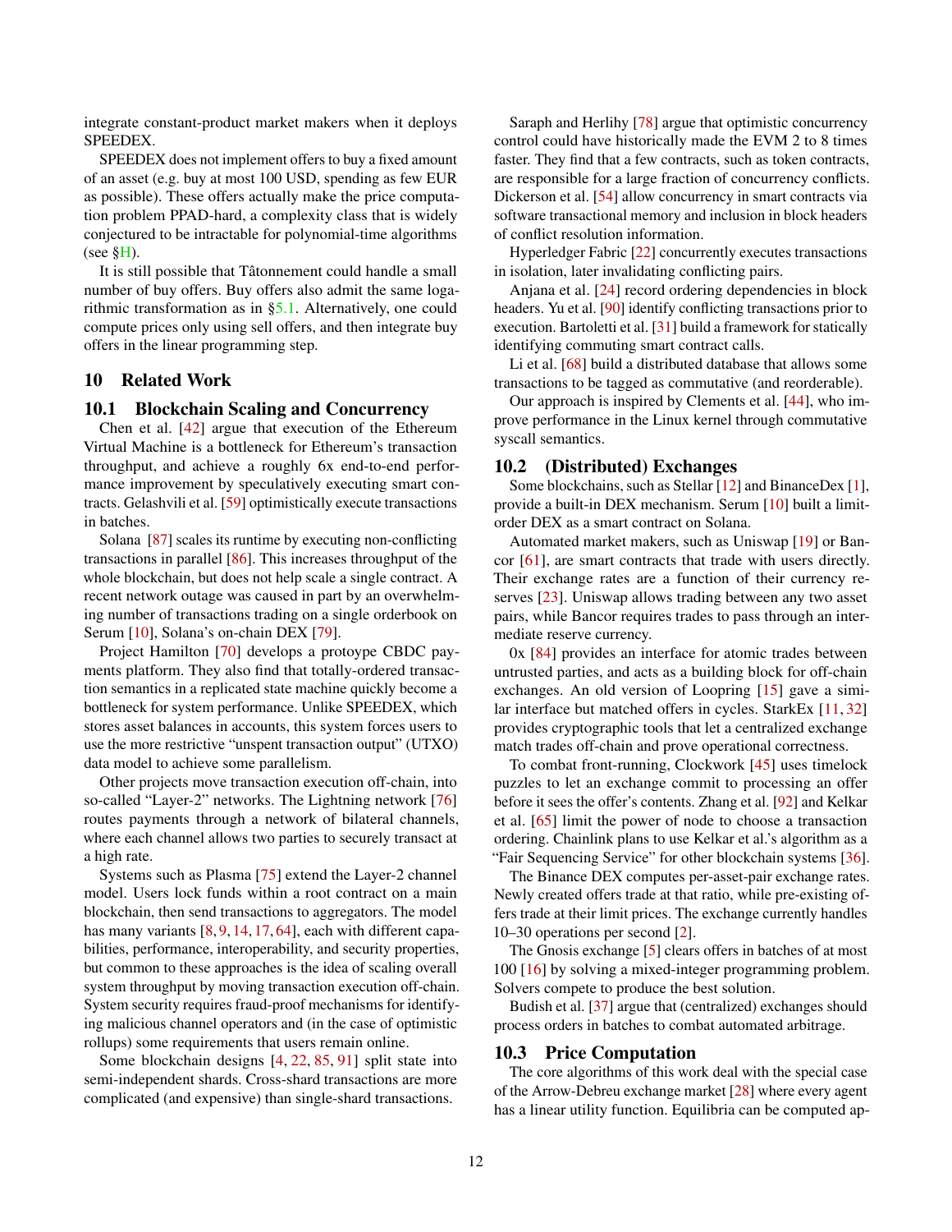integrate constant-product market makers when it deploys SPEEDEX.

SPEEDEX does not implement offers to buy a fixed amount of an asset (e.g. buy at most 100 USD, spending as few EUR as possible). These offers actually make the price computation problem PPAD-hard, a complexity class that is widely conjectured to be intractable for polynomial-time algorithms (see §H).

It is still possible that Tâtonnement could handle a small number of buy offers. Buy offers also admit the same logarithmic transformation as in §5.1. Alternatively, one could compute prices only using sell offers, and then integrate buy offers in the linear programming step.

## 10 Related Work

### 10.1 Blockchain Scaling and Concurrency

Chen et al. [42] argue that execution of the Ethereum Virtual Machine is a bottleneck for Ethereum's transaction throughput, and achieve a roughly 6x end-to-end performance improvement by speculatively executing smart contracts. Gelashvili et al. [59] optimistically execute transactions in batches.

Solana [87] scales its runtime by executing non-conflicting transactions in parallel [86]. This increases throughput of the whole blockchain, but does not help scale a single contract. A recent network outage was caused in part by an overwhelming number of transactions trading on a single orderbook on Serum [10], Solana's on-chain DEX [79].

Project Hamilton [70] develops a protoype CBDC payments platform. They also find that totally-ordered transaction semantics in a replicated state machine quickly become a bottleneck for system performance. Unlike SPEEDEX, which stores asset balances in accounts, this system forces users to use the more restrictive "unspent transaction output" (UTXO) data model to achieve some parallelism.

Other projects move transaction execution off-chain, into so-called "Layer-2" networks. The Lightning network [76] routes payments through a network of bilateral channels, where each channel allows two parties to securely transact at a high rate.

Systems such as Plasma [75] extend the Layer-2 channel model. Users lock funds within a root contract on a main blockchain, then send transactions to aggregators. The model has many variants [8, 9, 14, 17, 64], each with different capabilities, performance, interoperability, and security properties, but common to these approaches is the idea of scaling overall system throughput by moving transaction execution off-chain. System security requires fraud-proof mechanisms for identifying malicious channel operators and (in the case of optimistic rollups) some requirements that users remain online.

Some blockchain designs [4, 22, 85, 91] split state into semi-independent shards. Cross-shard transactions are more complicated (and expensive) than single-shard transactions.

Saraph and Herlihy [78] argue that optimistic concurrency control could have historically made the EVM 2 to 8 times faster. They find that a few contracts, such as token contracts, are responsible for a large fraction of concurrency conflicts. Dickerson et al. [54] allow concurrency in smart contracts via software transactional memory and inclusion in block headers of conflict resolution information.

Hyperledger Fabric [22] concurrently executes transactions in isolation, later invalidating conflicting pairs.

Anjana et al. [24] record ordering dependencies in block headers. Yu et al. [90] identify conflicting transactions prior to execution. Bartoletti et al. [31] build a framework for statically identifying commuting smart contract calls.

Li et al. [68] build a distributed database that allows some transactions to be tagged as commutative (and reorderable).

Our approach is inspired by Clements et al. [44], who improve performance in the Linux kernel through commutative syscall semantics.

### 10.2 (Distributed) Exchanges

Some blockchains, such as Stellar [12] and BinanceDex [1], provide a built-in DEX mechanism. Serum [10] built a limit-order DEX as a smart contract on Solana.

Automated market makers, such as Uniswap [19] or Bancor [61], are smart contracts that trade with users directly. Their exchange rates are a function of their currency reserves [23]. Uniswap allows trading between any two asset pairs, while Bancor requires trades to pass through an intermediate reserve currency.

0x [84] provides an interface for atomic trades between untrusted parties, and acts as a building block for off-chain exchanges. An old version of Loopring [15] gave a similar interface but matched offers in cycles. StarkEx [11, 32] provides cryptographic tools that let a centralized exchange match trades off-chain and prove operational correctness.

To combat front-running, Clockwork [45] uses timelock puzzles to let an exchange commit to processing an offer before it sees the offer's contents. Zhang et al. [92] and Kelkar et al. [65] limit the power of node to choose a transaction ordering. Chainlink plans to use Kelkar et al.'s algorithm as a "Fair Sequencing Service" for other blockchain systems [36].

The Binance DEX computes per-asset-pair exchange rates. Newly created offers trade at that ratio, while pre-existing offers trade at their limit prices. The exchange currently handles 10–30 operations per second [2].

The Gnosis exchange [5] clears offers in batches of at most 100 [16] by solving a mixed-integer programming problem. Solvers compete to produce the best solution.

Budish et al. [37] argue that (centralized) exchanges should process orders in batches to combat automated arbitrage.

### 10.3 Price Computation

The core algorithms of this work deal with the special case of the Arrow-Debreu exchange market [28] where every agent has a linear utility function. Equilibria can be computed ap-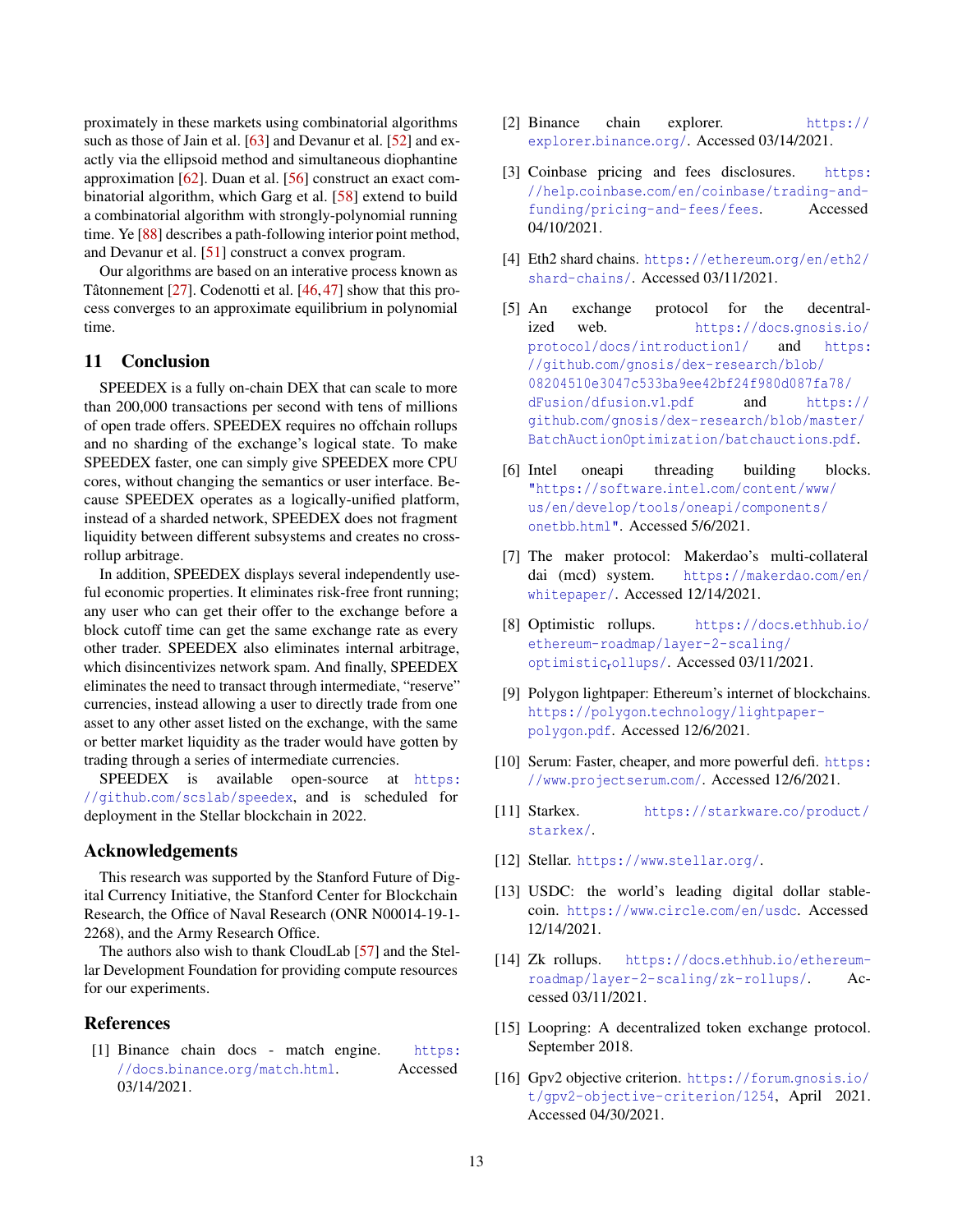proximately in these markets using combinatorial algorithms such as those of Jain et al. [63] and Devanur et al. [52] and exactly via the ellipsoid method and simultaneous diophantine approximation [62]. Duan et al. [56] construct an exact combinatorial algorithm, which Garg et al. [58] extend to build a combinatorial algorithm with strongly-polynomial running time. Ye [88] describes a path-following interior point method, and Devanur et al. [51] construct a convex program.

Our algorithms are based on an interative process known as Tâtonnement [27]. Codenotti et al. [46, 47] show that this process converges to an approximate equilibrium in polynomial time.

## 11 Conclusion

SPEEDEX is a fully on-chain DEX that can scale to more than 200,000 transactions per second with tens of millions of open trade offers. SPEEDEX requires no offchain rollups and no sharding of the exchange's logical state. To make SPEEDEX faster, one can simply give SPEEDEX more CPU cores, without changing the semantics or user interface. Because SPEEDEX operates as a logically-unified platform, instead of a sharded network, SPEEDEX does not fragment liquidity between different subsystems and creates no cross-rollup arbitrage.

In addition, SPEEDEX displays several independently useful economic properties. It eliminates risk-free front running; any user who can get their offer to the exchange before a block cutoff time can get the same exchange rate as every other trader. SPEEDEX also eliminates internal arbitrage, which disincentivizes network spam. And finally, SPEEDEX eliminates the need to transact through intermediate, "reserve" currencies, instead allowing a user to directly trade from one asset to any other asset listed on the exchange, with the same or better market liquidity as the trader would have gotten by trading through a series of intermediate currencies.

SPEEDEX is available open-source at https://github.com/scslab/speedex, and is scheduled for deployment in the Stellar blockchain in 2022.

## Acknowledgements

This research was supported by the Stanford Future of Digital Currency Initiative, the Stanford Center for Blockchain Research, the Office of Naval Research (ONR N00014-19-1-2268), and the Army Research Office.

The authors also wish to thank CloudLab [57] and the Stellar Development Foundation for providing compute resources for our experiments.

## References

[1] Binance chain docs - match engine. https://docs.binance.org/match.html. Accessed 03/14/2021.

[2] Binance chain explorer. https://explorer.binance.org/. Accessed 03/14/2021.

[3] Coinbase pricing and fees disclosures. https://help.coinbase.com/en/coinbase/trading-and-funding/pricing-and-fees/fees. Accessed 04/10/2021.

[4] Eth2 shard chains. https://ethereum.org/en/eth2/shard-chains/. Accessed 03/11/2021.

[5] An exchange protocol for the decentralized web. https://docs.gnosis.io/protocol/docs/introduction1/ and https://github.com/gnosis/dex-research/blob/08204510e3047c533ba9ee42bf24f980d087fa78/dFusion/dfusion.v1.pdf and https://github.com/gnosis/dex-research/blob/master/BatchAuctionOptimization/batchauctions.pdf.

[6] Intel oneapi threading building blocks. "https://software.intel.com/content/www/us/en/develop/tools/oneapi/components/onetbb.html". Accessed 5/6/2021.

[7] The maker protocol: Makerdao's multi-collateral dai (mcd) system. https://makerdao.com/en/whitepaper/. Accessed 12/14/2021.

[8] Optimistic rollups. https://docs.ethhub.io/ethereum-roadmap/layer-2-scaling/optimistic_rollups/. Accessed 03/11/2021.

[9] Polygon lightpaper: Ethereum's internet of blockchains. https://polygon.technology/lightpaper-polygon.pdf. Accessed 12/6/2021.

[10] Serum: Faster, cheaper, and more powerful defi. https://www.projectserum.com/. Accessed 12/6/2021.

[11] Starkex. https://starkware.co/product/starkex/.

[12] Stellar. https://www.stellar.org/.

[13] USDC: the world's leading digital dollar stablecoin. https://www.circle.com/en/usdc. Accessed 12/14/2021.

[14] Zk rollups. https://docs.ethhub.io/ethereum-roadmap/layer-2-scaling/zk-rollups/. Accessed 03/11/2021.

[15] Loopring: A decentralized token exchange protocol. September 2018.

[16] Gpv2 objective criterion. https://forum.gnosis.io/t/gpv2-objective-criterion/1254, April 2021. Accessed 04/30/2021.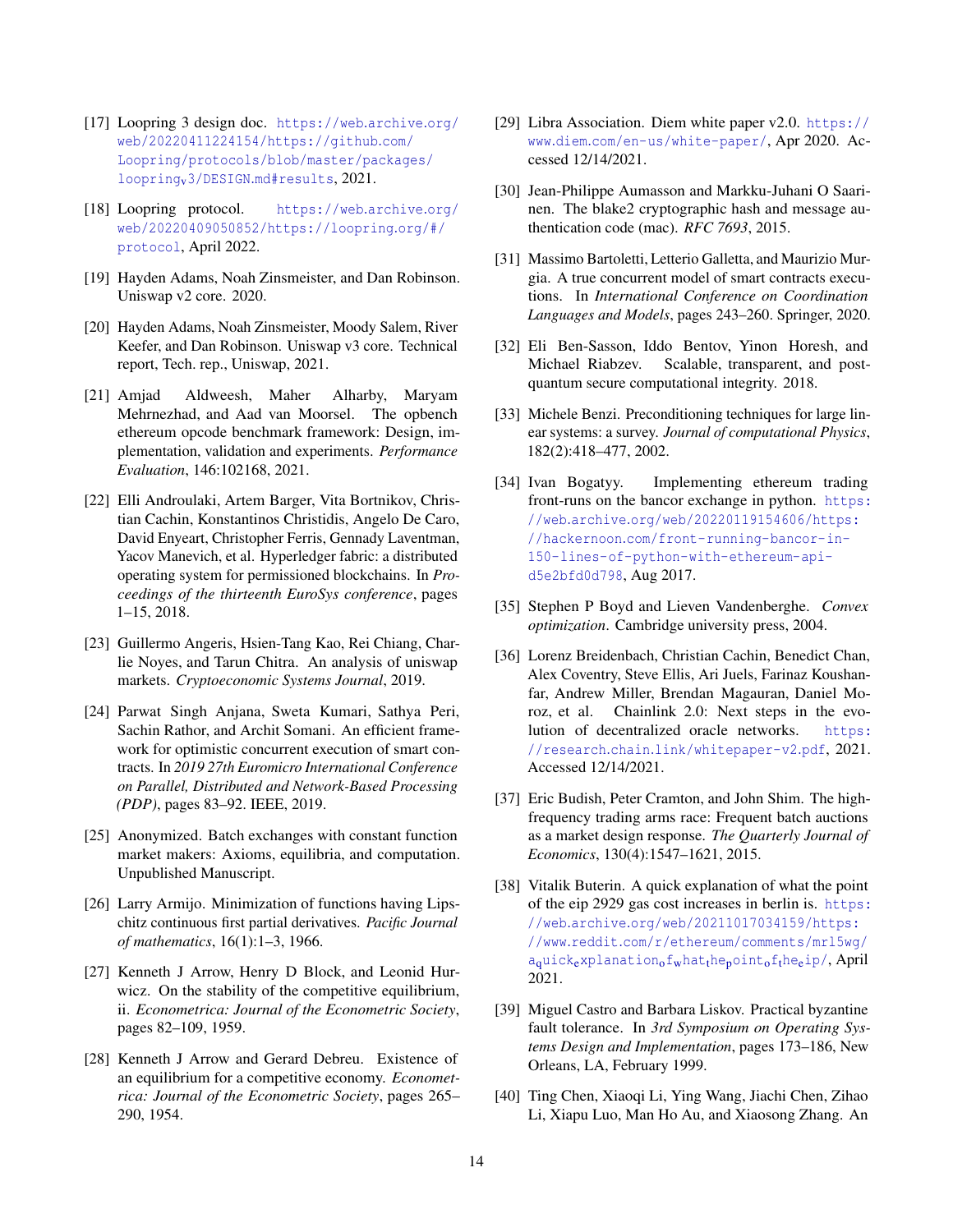[17] Loopring 3 design doc. https://web.archive.org/web/20220411224154/https://github.com/Loopring/protocols/blob/master/packages/loopring_v3/DESIGN.md#results, 2021.

[18] Loopring protocol. https://web.archive.org/web/20220409050852/https://loopring.org/#/protocol, April 2022.

[19] Hayden Adams, Noah Zinsmeister, and Dan Robinson. Uniswap v2 core. 2020.

[20] Hayden Adams, Noah Zinsmeister, Moody Salem, River Keefer, and Dan Robinson. Uniswap v3 core. Technical report, Tech. rep., Uniswap, 2021.

[21] Amjad Aldweesh, Maher Alharby, Maryam Mehrnezhad, and Aad van Moorsel. The opbench ethereum opcode benchmark framework: Design, implementation, validation and experiments. *Performance Evaluation*, 146:102168, 2021.

[22] Elli Androulaki, Artem Barger, Vita Bortnikov, Christian Cachin, Konstantinos Christidis, Angelo De Caro, David Enyeart, Christopher Ferris, Gennady Laventman, Yacov Manevich, et al. Hyperledger fabric: a distributed operating system for permissioned blockchains. In *Proceedings of the thirteenth EuroSys conference*, pages 1–15, 2018.

[23] Guillermo Angeris, Hsien-Tang Kao, Rei Chiang, Charlie Noyes, and Tarun Chitra. An analysis of uniswap markets. *Cryptoeconomic Systems Journal*, 2019.

[24] Parwat Singh Anjana, Sweta Kumari, Sathya Peri, Sachin Rathor, and Archit Somani. An efficient framework for optimistic concurrent execution of smart contracts. In *2019 27th Euromicro International Conference on Parallel, Distributed and Network-Based Processing (PDP)*, pages 83–92. IEEE, 2019.

[25] Anonymized. Batch exchanges with constant function market makers: Axioms, equilibria, and computation. Unpublished Manuscript.

[26] Larry Armijo. Minimization of functions having Lipschitz continuous first partial derivatives. *Pacific Journal of mathematics*, 16(1):1–3, 1966.

[27] Kenneth J Arrow, Henry D Block, and Leonid Hurwicz. On the stability of the competitive equilibrium, ii. *Econometrica: Journal of the Econometric Society*, pages 82–109, 1959.

[28] Kenneth J Arrow and Gerard Debreu. Existence of an equilibrium for a competitive economy. *Econometrica: Journal of the Econometric Society*, pages 265–290, 1954.

[29] Libra Association. Diem white paper v2.0. https://www.diem.com/en-us/white-paper/, Apr 2020. Accessed 12/14/2021.

[30] Jean-Philippe Aumasson and Markku-Juhani O Saarinen. The blake2 cryptographic hash and message authentication code (mac). *RFC 7693*, 2015.

[31] Massimo Bartoletti, Letterio Galletta, and Maurizio Murgia. A true concurrent model of smart contracts executions. In *International Conference on Coordination Languages and Models*, pages 243–260. Springer, 2020.

[32] Eli Ben-Sasson, Iddo Bentov, Yinon Horesh, and Michael Riabzev. Scalable, transparent, and post-quantum secure computational integrity. 2018.

[33] Michele Benzi. Preconditioning techniques for large linear systems: a survey. *Journal of computational Physics*, 182(2):418–477, 2002.

[34] Ivan Bogatyy. Implementing ethereum trading front-runs on the bancor exchange in python. https://web.archive.org/web/20220119154606/https://hackernoon.com/front-running-bancor-in-150-lines-of-python-with-ethereum-api-d5e2bfd0d798, Aug 2017.

[35] Stephen P Boyd and Lieven Vandenberghe. *Convex optimization*. Cambridge university press, 2004.

[36] Lorenz Breidenbach, Christian Cachin, Benedict Chan, Alex Coventry, Steve Ellis, Ari Juels, Farinaz Koushanfar, Andrew Miller, Brendan Magauran, Daniel Moroz, et al. Chainlink 2.0: Next steps in the evolution of decentralized oracle networks. https://research.chain.link/whitepaper-v2.pdf, 2021. Accessed 12/14/2021.

[37] Eric Budish, Peter Cramton, and John Shim. The high-frequency trading arms race: Frequent batch auctions as a market design response. *The Quarterly Journal of Economics*, 130(4):1547–1621, 2015.

[38] Vitalik Buterin. A quick explanation of what the point of the eip 2929 gas cost increases in berlin is. https://web.archive.org/web/20211017034159/https://www.reddit.com/r/ethereum/comments/mrl5wg/a_quick_explanation_of_what_the_point_of_the_eip/, April 2021.

[39] Miguel Castro and Barbara Liskov. Practical byzantine fault tolerance. In *3rd Symposium on Operating Systems Design and Implementation*, pages 173–186, New Orleans, LA, February 1999.

[40] Ting Chen, Xiaoqi Li, Ying Wang, Jiachi Chen, Zihao Li, Xiapu Luo, Man Ho Au, and Xiaosong Zhang. An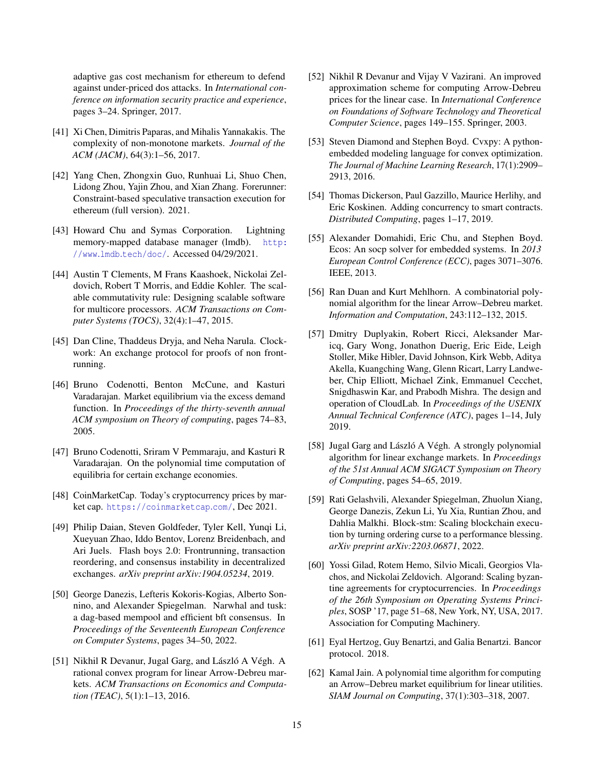adaptive gas cost mechanism for ethereum to defend against under-priced dos attacks. In *International conference on information security practice and experience*, pages 3–24. Springer, 2017.

[41] Xi Chen, Dimitris Paparas, and Mihalis Yannakakis. The complexity of non-monotone markets. *Journal of the ACM (JACM)*, 64(3):1–56, 2017.

[42] Yang Chen, Zhongxin Guo, Runhuai Li, Shuo Chen, Lidong Zhou, Yajin Zhou, and Xian Zhang. Forerunner: Constraint-based speculative transaction execution for ethereum (full version). 2021.

[43] Howard Chu and Symas Corporation. Lightning memory-mapped database manager (lmdb). http://www.lmdb.tech/doc/. Accessed 04/29/2021.

[44] Austin T Clements, M Frans Kaashoek, Nickolai Zeldovich, Robert T Morris, and Eddie Kohler. The scalable commutativity rule: Designing scalable software for multicore processors. *ACM Transactions on Computer Systems (TOCS)*, 32(4):1–47, 2015.

[45] Dan Cline, Thaddeus Dryja, and Neha Narula. Clockwork: An exchange protocol for proofs of non front-running.

[46] Bruno Codenotti, Benton McCune, and Kasturi Varadarajan. Market equilibrium via the excess demand function. In *Proceedings of the thirty-seventh annual ACM symposium on Theory of computing*, pages 74–83, 2005.

[47] Bruno Codenotti, Sriram V Pemmaraju, and Kasturi R Varadarajan. On the polynomial time computation of equilibria for certain exchange economies.

[48] CoinMarketCap. Today's cryptocurrency prices by market cap. https://coinmarketcap.com/, Dec 2021.

[49] Philip Daian, Steven Goldfeder, Tyler Kell, Yunqi Li, Xueyuan Zhao, Iddo Bentov, Lorenz Breidenbach, and Ari Juels. Flash boys 2.0: Frontrunning, transaction reordering, and consensus instability in decentralized exchanges. *arXiv preprint arXiv:1904.05234*, 2019.

[50] George Danezis, Lefteris Kokoris-Kogias, Alberto Sonnino, and Alexander Spiegelman. Narwhal and tusk: a dag-based mempool and efficient bft consensus. In *Proceedings of the Seventeenth European Conference on Computer Systems*, pages 34–50, 2022.

[51] Nikhil R Devanur, Jugal Garg, and László A Végh. A rational convex program for linear Arrow-Debreu markets. *ACM Transactions on Economics and Computation (TEAC)*, 5(1):1–13, 2016.

[52] Nikhil R Devanur and Vijay V Vazirani. An improved approximation scheme for computing Arrow-Debreu prices for the linear case. In *International Conference on Foundations of Software Technology and Theoretical Computer Science*, pages 149–155. Springer, 2003.

[53] Steven Diamond and Stephen Boyd. Cvxpy: A python-embedded modeling language for convex optimization. *The Journal of Machine Learning Research*, 17(1):2909–2913, 2016.

[54] Thomas Dickerson, Paul Gazzillo, Maurice Herlihy, and Eric Koskinen. Adding concurrency to smart contracts. *Distributed Computing*, pages 1–17, 2019.

[55] Alexander Domahidi, Eric Chu, and Stephen Boyd. Ecos: An socp solver for embedded systems. In *2013 European Control Conference (ECC)*, pages 3071–3076. IEEE, 2013.

[56] Ran Duan and Kurt Mehlhorn. A combinatorial polynomial algorithm for the linear Arrow–Debreu market. *Information and Computation*, 243:112–132, 2015.

[57] Dmitry Duplyakin, Robert Ricci, Aleksander Maricq, Gary Wong, Jonathon Duerig, Eric Eide, Leigh Stoller, Mike Hibler, David Johnson, Kirk Webb, Aditya Akella, Kuangching Wang, Glenn Ricart, Larry Landweber, Chip Elliott, Michael Zink, Emmanuel Cecchet, Snigdhaswin Kar, and Prabodh Mishra. The design and operation of CloudLab. In *Proceedings of the USENIX Annual Technical Conference (ATC)*, pages 1–14, July 2019.

[58] Jugal Garg and László A Végh. A strongly polynomial algorithm for linear exchange markets. In *Proceedings of the 51st Annual ACM SIGACT Symposium on Theory of Computing*, pages 54–65, 2019.

[59] Rati Gelashvili, Alexander Spiegelman, Zhuolun Xiang, George Danezis, Zekun Li, Yu Xia, Runtian Zhou, and Dahlia Malkhi. Block-stm: Scaling blockchain execution by turning ordering curse to a performance blessing. *arXiv preprint arXiv:2203.06871*, 2022.

[60] Yossi Gilad, Rotem Hemo, Silvio Micali, Georgios Vlachos, and Nickolai Zeldovich. Algorand: Scaling byzantine agreements for cryptocurrencies. In *Proceedings of the 26th Symposium on Operating Systems Principles*, SOSP '17, page 51–68, New York, NY, USA, 2017. Association for Computing Machinery.

[61] Eyal Hertzog, Guy Benartzi, and Galia Benartzi. Bancor protocol. 2018.

[62] Kamal Jain. A polynomial time algorithm for computing an Arrow–Debreu market equilibrium for linear utilities. *SIAM Journal on Computing*, 37(1):303–318, 2007.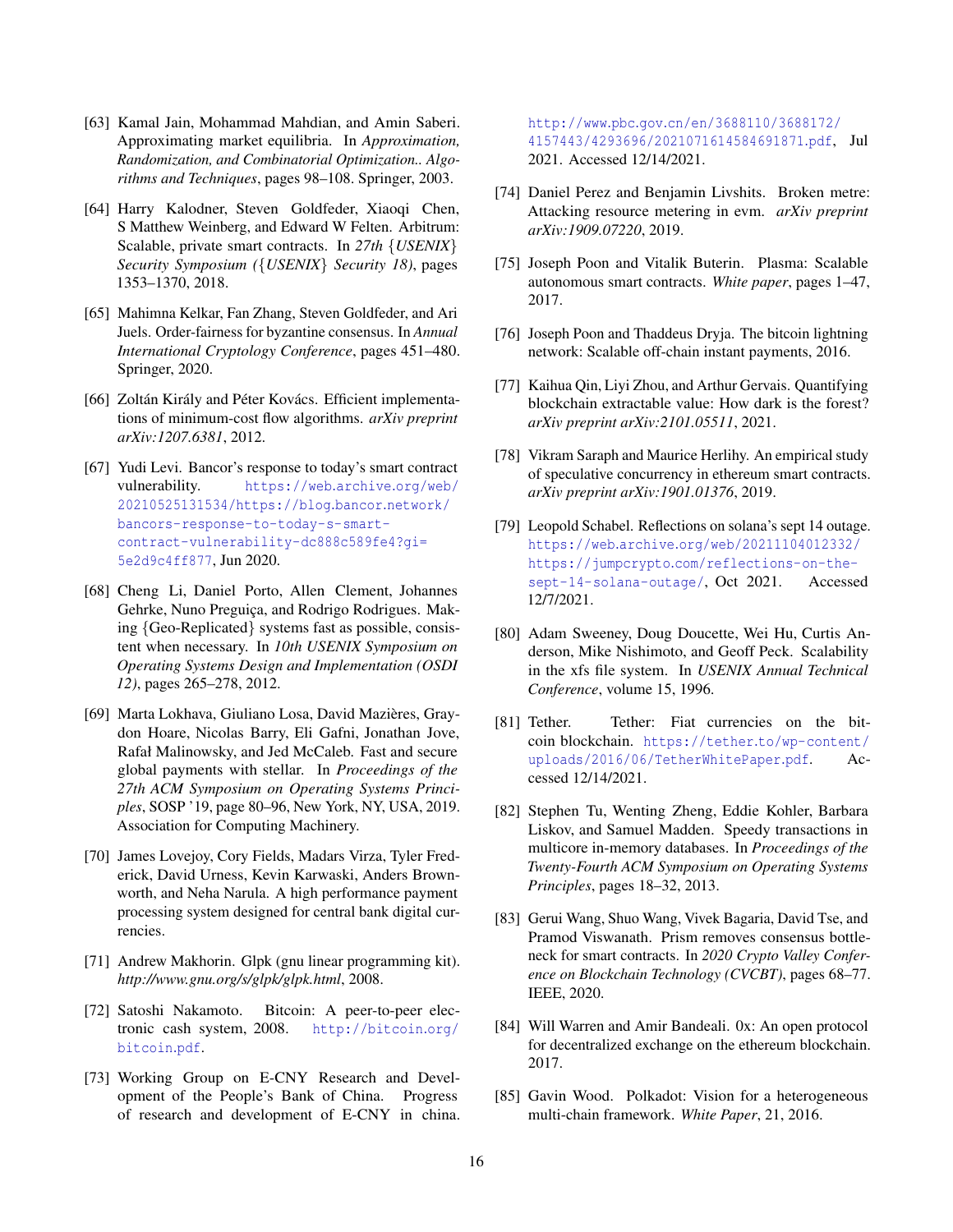[63] Kamal Jain, Mohammad Mahdian, and Amin Saberi. Approximating market equilibria. In *Approximation, Randomization, and Combinatorial Optimization.. Algorithms and Techniques*, pages 98–108. Springer, 2003.

[64] Harry Kalodner, Steven Goldfeder, Xiaoqi Chen, S Matthew Weinberg, and Edward W Felten. Arbitrum: Scalable, private smart contracts. In *27th {USENIX} Security Symposium ({USENIX} Security 18)*, pages 1353–1370, 2018.

[65] Mahimna Kelkar, Fan Zhang, Steven Goldfeder, and Ari Juels. Order-fairness for byzantine consensus. In *Annual International Cryptology Conference*, pages 451–480. Springer, 2020.

[66] Zoltán Király and Péter Kovács. Efficient implementations of minimum-cost flow algorithms. *arXiv preprint arXiv:1207.6381*, 2012.

[67] Yudi Levi. Bancor's response to today's smart contract vulnerability. https://web.archive.org/web/20210525131534/https://blog.bancor.network/bancors-response-to-today-s-smart-contract-vulnerability-dc888c589fe4?gi=5e2d9c4ff877, Jun 2020.

[68] Cheng Li, Daniel Porto, Allen Clement, Johannes Gehrke, Nuno Preguiça, and Rodrigo Rodrigues. Making {Geo-Replicated} systems fast as possible, consistent when necessary. In *10th USENIX Symposium on Operating Systems Design and Implementation (OSDI 12)*, pages 265–278, 2012.

[69] Marta Lokhava, Giuliano Losa, David Mazières, Graydon Hoare, Nicolas Barry, Eli Gafni, Jonathan Jove, Rafał Malinowsky, and Jed McCaleb. Fast and secure global payments with stellar. In *Proceedings of the 27th ACM Symposium on Operating Systems Principles*, SOSP '19, page 80–96, New York, NY, USA, 2019. Association for Computing Machinery.

[70] James Lovejoy, Cory Fields, Madars Virza, Tyler Frederick, David Urness, Kevin Karwaski, Anders Brownworth, and Neha Narula. A high performance payment processing system designed for central bank digital currencies.

[71] Andrew Makhorin. Glpk (gnu linear programming kit). *http://www.gnu.org/s/glpk/glpk.html*, 2008.

[72] Satoshi Nakamoto. Bitcoin: A peer-to-peer electronic cash system, 2008. http://bitcoin.org/bitcoin.pdf.

[73] Working Group on E-CNY Research and Development of the People's Bank of China. Progress of research and development of E-CNY in china. http://www.pbc.gov.cn/en/3688110/3688172/4157443/4293696/2021071614584691871.pdf, Jul 2021. Accessed 12/14/2021.

[74] Daniel Perez and Benjamin Livshits. Broken metre: Attacking resource metering in evm. *arXiv preprint arXiv:1909.07220*, 2019.

[75] Joseph Poon and Vitalik Buterin. Plasma: Scalable autonomous smart contracts. *White paper*, pages 1–47, 2017.

[76] Joseph Poon and Thaddeus Dryja. The bitcoin lightning network: Scalable off-chain instant payments, 2016.

[77] Kaihua Qin, Liyi Zhou, and Arthur Gervais. Quantifying blockchain extractable value: How dark is the forest? *arXiv preprint arXiv:2101.05511*, 2021.

[78] Vikram Saraph and Maurice Herlihy. An empirical study of speculative concurrency in ethereum smart contracts. *arXiv preprint arXiv:1901.01376*, 2019.

[79] Leopold Schabel. Reflections on solana's sept 14 outage. https://web.archive.org/web/20211104012332/https://jumpcrypto.com/reflections-on-the-sept-14-solana-outage/, Oct 2021. Accessed 12/7/2021.

[80] Adam Sweeney, Doug Doucette, Wei Hu, Curtis Anderson, Mike Nishimoto, and Geoff Peck. Scalability in the xfs file system. In *USENIX Annual Technical Conference*, volume 15, 1996.

[81] Tether. Tether: Fiat currencies on the bitcoin blockchain. https://tether.to/wp-content/uploads/2016/06/TetherWhitePaper.pdf. Accessed 12/14/2021.

[82] Stephen Tu, Wenting Zheng, Eddie Kohler, Barbara Liskov, and Samuel Madden. Speedy transactions in multicore in-memory databases. In *Proceedings of the Twenty-Fourth ACM Symposium on Operating Systems Principles*, pages 18–32, 2013.

[83] Gerui Wang, Shuo Wang, Vivek Bagaria, David Tse, and Pramod Viswanath. Prism removes consensus bottleneck for smart contracts. In *2020 Crypto Valley Conference on Blockchain Technology (CVCBT)*, pages 68–77. IEEE, 2020.

[84] Will Warren and Amir Bandeali. 0x: An open protocol for decentralized exchange on the ethereum blockchain. 2017.

[85] Gavin Wood. Polkadot: Vision for a heterogeneous multi-chain framework. *White Paper*, 21, 2016.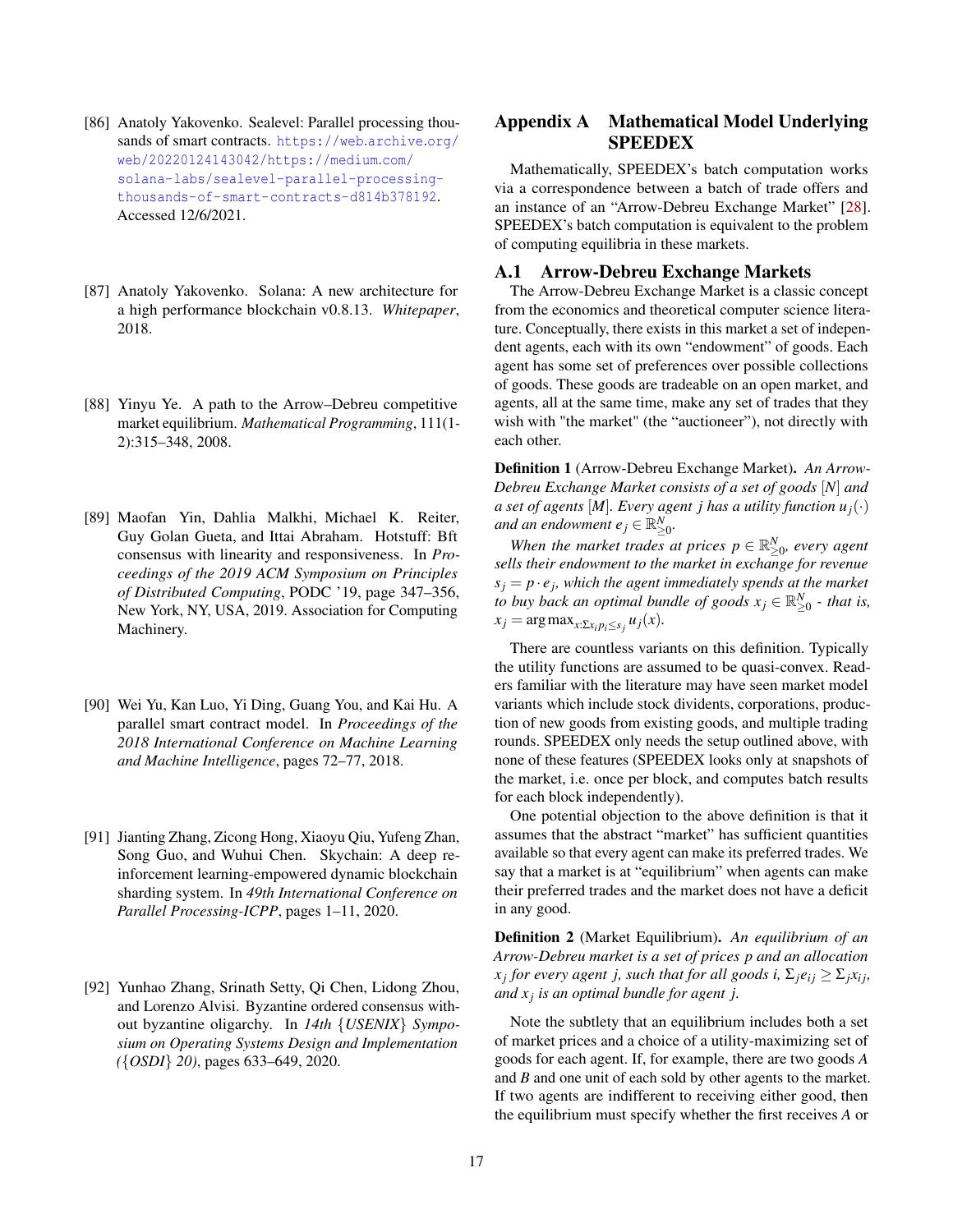[86] Anatoly Yakovenko. Sealevel: Parallel processing thousands of smart contracts. https://web.archive.org/web/20220124143042/https://medium.com/solana-labs/sealevel-parallel-processing-thousands-of-smart-contracts-d814b378192. Accessed 12/6/2021.

[87] Anatoly Yakovenko. Solana: A new architecture for a high performance blockchain v0.8.13. *Whitepaper*, 2018.

[88] Yinyu Ye. A path to the Arrow–Debreu competitive market equilibrium. *Mathematical Programming*, 111(1-2):315–348, 2008.

[89] Maofan Yin, Dahlia Malkhi, Michael K. Reiter, Guy Golan Gueta, and Ittai Abraham. Hotstuff: Bft consensus with linearity and responsiveness. In *Proceedings of the 2019 ACM Symposium on Principles of Distributed Computing*, PODC '19, page 347–356, New York, NY, USA, 2019. Association for Computing Machinery.

[90] Wei Yu, Kan Luo, Yi Ding, Guang You, and Kai Hu. A parallel smart contract model. In *Proceedings of the 2018 International Conference on Machine Learning and Machine Intelligence*, pages 72–77, 2018.

[91] Jianting Zhang, Zicong Hong, Xiaoyu Qiu, Yufeng Zhan, Song Guo, and Wuhui Chen. Skychain: A deep reinforcement learning-empowered dynamic blockchain sharding system. In *49th International Conference on Parallel Processing-ICPP*, pages 1–11, 2020.

[92] Yunhao Zhang, Srinath Setty, Qi Chen, Lidong Zhou, and Lorenzo Alvisi. Byzantine ordered consensus without byzantine oligarchy. In *14th {USENIX} Symposium on Operating Systems Design and Implementation ({OSDI} 20)*, pages 633–649, 2020.

# Appendix A Mathematical Model Underlying SPEEDEX

Mathematically, SPEEDEX's batch computation works via a correspondence between a batch of trade offers and an instance of an "Arrow-Debreu Exchange Market" [28]. SPEEDEX's batch computation is equivalent to the problem of computing equilibria in these markets.

## A.1 Arrow-Debreu Exchange Markets

The Arrow-Debreu Exchange Market is a classic concept from the economics and theoretical computer science literature. Conceptually, there exists in this market a set of independent agents, each with its own "endowment" of goods. Each agent has some set of preferences over possible collections of goods. These goods are tradeable on an open market, and agents, all at the same time, make any set of trades that they wish with "the market" (the "auctioneer"), not directly with each other.

**Definition 1** (Arrow-Debreu Exchange Market). *An Arrow-Debreu Exchange Market consists of a set of goods $[N]$ and a set of agents $[M]$. Every agent $j$ has a utility function $u_j(\cdot)$ and an endowment $e_j \in \mathbb{R}^N_{\geq 0}$.*

*When the market trades at prices $p \in \mathbb{R}^N_{\geq 0}$, every agent sells their endowment to the market in exchange for revenue $s_j = p \cdot e_j$, which the agent immediately spends at the market to buy back an optimal bundle of goods $x_j \in \mathbb{R}^N_{\geq 0}$ - that is, $x_j = \arg\max_{x:\Sigma x_i p_i \leq s_j} u_j(x)$.*

There are countless variants on this definition. Typically the utility functions are assumed to be quasi-convex. Readers familiar with the literature may have seen market model variants which include stock dividents, corporations, production of new goods from existing goods, and multiple trading rounds. SPEEDEX only needs the setup outlined above, with none of these features (SPEEDEX looks only at snapshots of the market, i.e. once per block, and computes batch results for each block independently).

One potential objection to the above definition is that it assumes that the abstract "market" has sufficient quantities available so that every agent can make its preferred trades. We say that a market is at "equilibrium" when agents can make their preferred trades and the market does not have a deficit in any good.

**Definition 2** (Market Equilibrium). *An equilibrium of an Arrow-Debreu market is a set of prices $p$ and an allocation $x_j$ for every agent $j$, such that for all goods $i$, $\Sigma_j e_{ij} \geq \Sigma_j x_{ij}$, and $x_j$ is an optimal bundle for agent $j$.*

Note the subtlety that an equilibrium includes both a set of market prices and a choice of a utility-maximizing set of goods for each agent. If, for example, there are two goods $A$ and $B$ and one unit of each sold by other agents to the market. If two agents are indifferent to receiving either good, then the equilibrium must specify whether the first receives $A$ or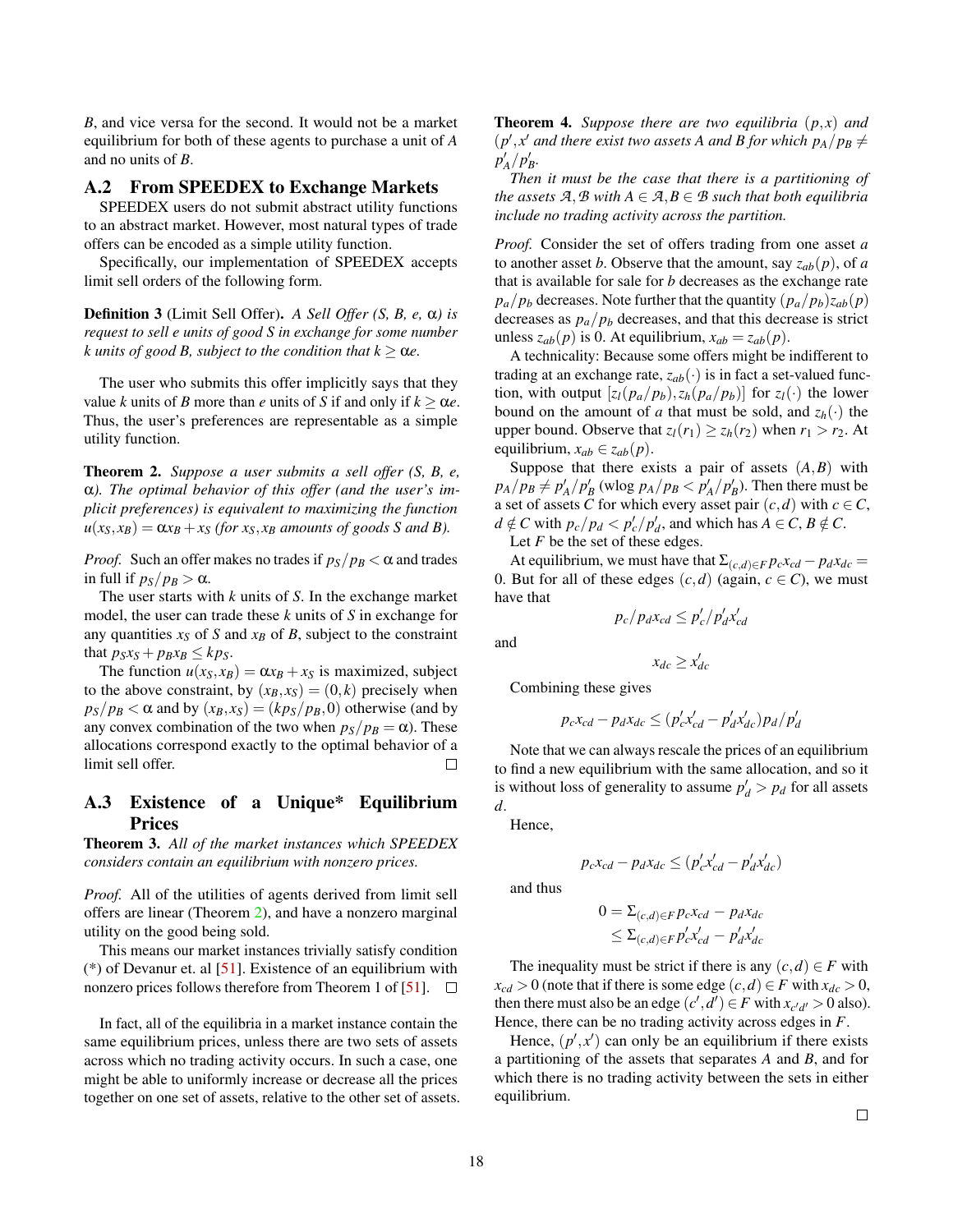*B*, and vice versa for the second. It would not be a market equilibrium for both of these agents to purchase a unit of *A* and no units of *B*.

## A.2 From SPEEDEX to Exchange Markets

SPEEDEX users do not submit abstract utility functions to an abstract market. However, most natural types of trade offers can be encoded as a simple utility function.

Specifically, our implementation of SPEEDEX accepts limit sell orders of the following form.

**Definition 3** (Limit Sell Offer). *A Sell Offer (S, B, e, $\alpha$) is request to sell e units of good S in exchange for some number k units of good B, subject to the condition that $k \geq \alpha e$.*

The user who submits this offer implicitly says that they value $k$ units of $B$ more than $e$ units of $S$ if and only if $k \geq \alpha e$. Thus, the user's preferences are representable as a simple utility function.

**Theorem 2.** *Suppose a user submits a sell offer (S, B, e, $\alpha$). The optimal behavior of this offer (and the user's implicit preferences) is equivalent to maximizing the function $u(x_S, x_B) = \alpha x_B + x_S$ (for $x_S, x_B$ amounts of goods S and B).*

*Proof.* Such an offer makes no trades if $p_S/p_B < \alpha$ and trades in full if $p_S/p_B > \alpha$.

The user starts with $k$ units of $S$. In the exchange market model, the user can trade these $k$ units of $S$ in exchange for any quantities $x_S$ of $S$ and $x_B$ of $B$, subject to the constraint that $p_S x_S + p_B x_B \leq k p_S$.

The function $u(x_S, x_B) = \alpha x_B + x_S$ is maximized, subject to the above constraint, by $(x_B, x_S) = (0, k)$ precisely when $p_S/p_B < \alpha$ and by $(x_B, x_S) = (k p_S/p_B, 0)$ otherwise (and by any convex combination of the two when $p_S/p_B = \alpha$). These allocations correspond exactly to the optimal behavior of a limit sell offer. □

## A.3 Existence of a Unique* Equilibrium Prices

**Theorem 3.** *All of the market instances which SPEEDEX considers contain an equilibrium with nonzero prices.*

*Proof.* All of the utilities of agents derived from limit sell offers are linear (Theorem 2), and have a nonzero marginal utility on the good being sold.

This means our market instances trivially satisfy condition (*) of Devanur et. al [51]. Existence of an equilibrium with nonzero prices follows therefore from Theorem 1 of [51]. □

In fact, all of the equilibria in a market instance contain the same equilibrium prices, unless there are two sets of assets across which no trading activity occurs. In such a case, one might be able to uniformly increase or decrease all the prices together on one set of assets, relative to the other set of assets.

**Theorem 4.** *Suppose there are two equilibria $(p, x)$ and $(p', x'$ and there exist two assets A and B for which $p_A/p_B \neq p'_A/p'_B$.*

*Then it must be the case that there is a partitioning of the assets $\mathcal{A}, \mathcal{B}$ with $A \in \mathcal{A}, B \in \mathcal{B}$ such that both equilibria include no trading activity across the partition.*

*Proof.* Consider the set of offers trading from one asset $a$ to another asset $b$. Observe that the amount, say $z_{ab}(p)$, of $a$ that is available for sale for $b$ decreases as the exchange rate $p_a/p_b$ decreases. Note further that the quantity $(p_a/p_b) z_{ab}(p)$ decreases as $p_a/p_b$ decreases, and that this decrease is strict unless $z_{ab}(p)$ is 0. At equilibrium, $x_{ab} = z_{ab}(p)$.

A technicality: Because some offers might be indifferent to trading at an exchange rate, $z_{ab}(\cdot)$ is in fact a set-valued function, with output $[z_l(p_a/p_b), z_h(p_a/p_b)]$ for $z_l(\cdot)$ the lower bound on the amount of $a$ that must be sold, and $z_h(\cdot)$ the upper bound. Observe that $z_l(r_1) \geq z_h(r_2)$ when $r_1 > r_2$. At equilibrium, $x_{ab} \in z_{ab}(p)$.

Suppose that there exists a pair of assets $(A, B)$ with $p_A/p_B \neq p'_A/p'_B$ (wlog $p_A/p_B < p'_A/p'_B$). Then there must be a set of assets $C$ for which every asset pair $(c, d)$ with $c \in C$, $d \notin C$ with $p_c/p_d < p'_c/p'_d$, and which has $A \in C$, $B \notin C$.

Let $F$ be the set of these edges.

At equilibrium, we must have that $\Sigma_{(c,d) \in F} p_c x_{cd} - p_d x_{dc} = 0$. But for all of these edges $(c, d)$ (again, $c \in C$), we must have that

$$p_c/p_d x_{cd} \leq p'_c/p'_d x'_{cd}$$

and

$$x_{dc} \geq x'_{dc}$$

Combining these gives

$$p_c x_{cd} - p_d x_{dc} \leq (p'_c x'_{cd} - p'_d x'_{dc}) p_d / p'_d$$

Note that we can always rescale the prices of an equilibrium to find a new equilibrium with the same allocation, and so it is without loss of generality to assume $p'_d > p_d$ for all assets $d$.

Hence,

$$p_c x_{cd} - p_d x_{dc} \leq (p'_c x'_{cd} - p'_d x'_{dc})$$

and thus

$$\begin{aligned} 0 &= \Sigma_{(c,d) \in F} p_c x_{cd} - p_d x_{dc} \\ &\leq \Sigma_{(c,d) \in F} p'_c x'_{cd} - p'_d x'_{dc} \end{aligned}$$

The inequality must be strict if there is any $(c, d) \in F$ with $x_{cd} > 0$ (note that if there is some edge $(c, d) \in F$ with $x_{dc} > 0$, then there must also be an edge $(c', d') \in F$ with $x_{c'd'} > 0$ also). Hence, there can be no trading activity across edges in $F$.

Hence, $(p', x')$ can only be an equilibrium if there exists a partitioning of the assets that separates $A$ and $B$, and for which there is no trading activity between the sets in either equilibrium. □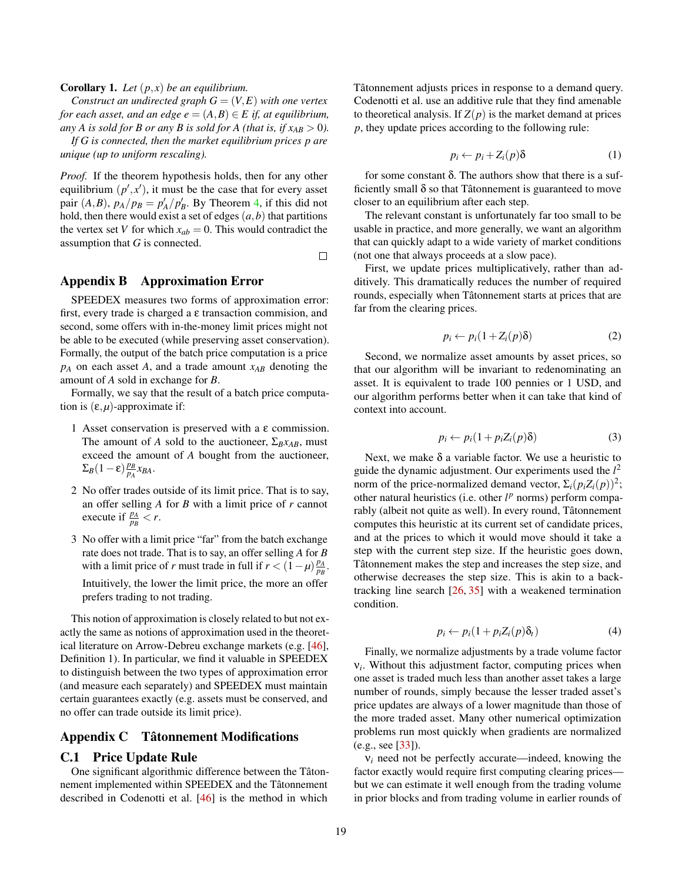**Corollary 1.** *Let $(p,x)$ be an equilibrium.*

*Construct an undirected graph $G=(V,E)$ with one vertex for each asset, and an edge $e=(A,B)\in E$ if, at equilibrium, any $A$ is sold for $B$ or any $B$ is sold for $A$ (that is, if $x_{AB}>0$).*

*If $G$ is connected, then the market equilibrium prices $p$ are unique (up to uniform rescaling).*

*Proof.* If the theorem hypothesis holds, then for any other equilibrium $(p',x')$, it must be the case that for every asset pair $(A,B)$, $p_A/p_B = p'_A/p'_B$. By Theorem 4, if this did not hold, then there would exist a set of edges $(a,b)$ that partitions the vertex set $V$ for which $x_{ab}=0$. This would contradict the assumption that $G$ is connected. □

## Appendix B Approximation Error

SPEEDEX measures two forms of approximation error: first, every trade is charged a $\varepsilon$ transaction commision, and second, some offers with in-the-money limit prices might not be able to be executed (while preserving asset conservation). Formally, the output of the batch price computation is a price $p_A$ on each asset $A$, and a trade amount $x_{AB}$ denoting the amount of $A$ sold in exchange for $B$.

Formally, we say that the result of a batch price computation is $(\varepsilon,\mu)$-approximate if:

1. Asset conservation is preserved with a $\varepsilon$ commission. The amount of $A$ sold to the auctioneer, $\Sigma_B x_{AB}$, must exceed the amount of $A$ bought from the auctioneer, $\Sigma_B (1-\varepsilon)\frac{p_B}{p_A}x_{BA}$.
2. No offer trades outside of its limit price. That is to say, an offer selling $A$ for $B$ with a limit price of $r$ cannot execute if $\frac{p_A}{p_B}<r$.
3. No offer with a limit price "far" from the batch exchange rate does not trade. That is to say, an offer selling $A$ for $B$ with a limit price of $r$ must trade in full if $r<(1-\mu)\frac{p_A}{p_B}$.

   Intuitively, the lower the limit price, the more an offer prefers trading to not trading.

This notion of approximation is closely related to but not exactly the same as notions of approximation used in the theoretical literature on Arrow-Debreu exchange markets (e.g. [46], Definition 1). In particular, we find it valuable in SPEEDEX to distinguish between the two types of approximation error (and measure each separately) and SPEEDEX must maintain certain guarantees exactly (e.g. assets must be conserved, and no offer can trade outside its limit price).

## Appendix C Tâtonnement Modifications

### C.1 Price Update Rule

One significant algorithmic difference between the Tâtonnement implemented within SPEEDEX and the Tâtonnement described in Codenotti et al. [46] is the method in which Tâtonnement adjusts prices in response to a demand query. Codenotti et al. use an additive rule that they find amenable to theoretical analysis. If $Z(p)$ is the market demand at prices $p$, they update prices according to the following rule:

$$p_i \leftarrow p_i + Z_i(p)\delta \tag{1}$$

for some constant $\delta$. The authors show that there is a sufficiently small $\delta$ so that Tâtonnement is guaranteed to move closer to an equilibrium after each step.

The relevant constant is unfortunately far too small to be usable in practice, and more generally, we want an algorithm that can quickly adapt to a wide variety of market conditions (not one that always proceeds at a slow pace).

First, we update prices multiplicatively, rather than additively. This dramatically reduces the number of required rounds, especially when Tâtonnement starts at prices that are far from the clearing prices.

$$p_i \leftarrow p_i(1+Z_i(p)\delta) \tag{2}$$

Second, we normalize asset amounts by asset prices, so that our algorithm will be invariant to redenominating an asset. It is equivalent to trade 100 pennies or 1 USD, and our algorithm performs better when it can take that kind of context into account.

$$p_i \leftarrow p_i(1+p_iZ_i(p)\delta) \tag{3}$$

Next, we make $\delta$ a variable factor. We use a heuristic to guide the dynamic adjustment. Our experiments used the $l^2$ norm of the price-normalized demand vector, $\Sigma_i(p_iZ_i(p))^2$; other natural heuristics (i.e. other $l^p$ norms) perform comparably (albeit not quite as well). In every round, Tâtonnement computes this heuristic at its current set of candidate prices, and at the prices to which it would move should it take a step with the current step size. If the heuristic goes down, Tâtonnement makes the step and increases the step size, and otherwise decreases the step size. This is akin to a backtracking line search [26, 35] with a weakened termination condition.

$$p_i \leftarrow p_i(1+p_iZ_i(p)\delta_t) \tag{4}$$

Finally, we normalize adjustments by a trade volume factor $\nu_i$. Without this adjustment factor, computing prices when one asset is traded much less than another asset takes a large number of rounds, simply because the lesser traded asset's price updates are always of a lower magnitude than those of the more traded asset. Many other numerical optimization problems run most quickly when gradients are normalized (e.g., see [33]).

$\nu_i$ need not be perfectly accurate—indeed, knowing the factor exactly would require first computing clearing prices—but we can estimate it well enough from the trading volume in prior blocks and from trading volume in earlier rounds of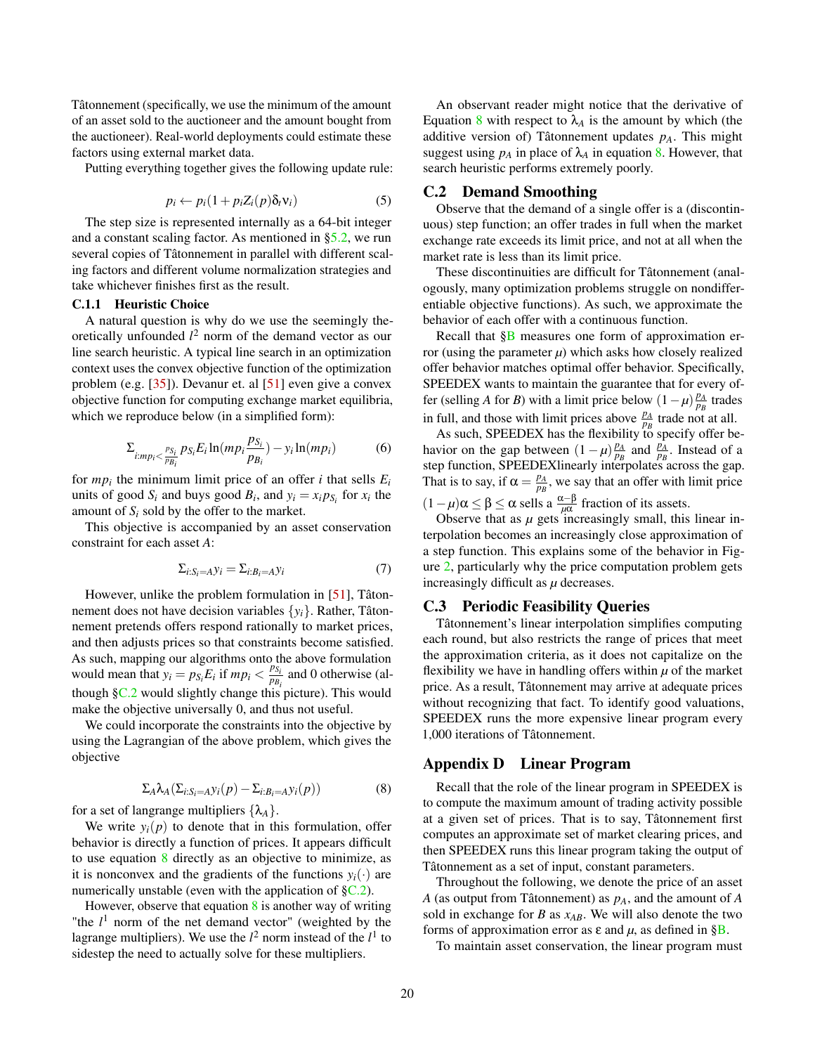Tâtonnement (specifically, we use the minimum of the amount of an asset sold to the auctioneer and the amount bought from the auctioneer). Real-world deployments could estimate these factors using external market data.

Putting everything together gives the following update rule:

$$p_i \leftarrow p_i(1 + p_i Z_i(p)\delta_t \nu_i) \tag{5}$$

The step size is represented internally as a 64-bit integer and a constant scaling factor. As mentioned in §5.2, we run several copies of Tâtonnement in parallel with different scaling factors and different volume normalization strategies and take whichever finishes first as the result.

#### C.1.1 Heuristic Choice

A natural question is why do we use the seemingly theoretically unfounded $l^2$ norm of the demand vector as our line search heuristic. A typical line search in an optimization context uses the convex objective function of the optimization problem (e.g. [35]). Devanur et. al [51] even give a convex objective function for computing exchange market equilibria, which we reproduce below (in a simplified form):

$$\Sigma_{i:mp_i < \frac{p_{S_i}}{p_{B_i}}} p_{S_i} E_i \ln(mp_i \frac{p_{S_i}}{p_{B_i}}) - y_i \ln(mp_i) \tag{6}$$

for $mp_i$ the minimum limit price of an offer $i$ that sells $E_i$ units of good $S_i$ and buys good $B_i$, and $y_i = x_i p_{S_i}$ for $x_i$ the amount of $S_i$ sold by the offer to the market.

This objective is accompanied by an asset conservation constraint for each asset $A$:

$$\Sigma_{i:S_i=A} y_i = \Sigma_{i:B_i=A} y_i \tag{7}$$

However, unlike the problem formulation in [51], Tâtonnement does not have decision variables $\{y_i\}$. Rather, Tâtonnement pretends offers respond rationally to market prices, and then adjusts prices so that constraints become satisfied. As such, mapping our algorithms onto the above formulation would mean that $y_i = p_{S_i} E_i$ if $mp_i < \frac{p_{S_i}}{p_{B_i}}$ and 0 otherwise (although §C.2 would slightly change this picture). This would make the objective universally 0, and thus not useful.

We could incorporate the constraints into the objective by using the Lagrangian of the above problem, which gives the objective

$$\Sigma_A \lambda_A (\Sigma_{i:S_i=A} y_i(p) - \Sigma_{i:B_i=A} y_i(p)) \tag{8}$$

for a set of langrange multipliers $\{\lambda_A\}$.

We write $y_i(p)$ to denote that in this formulation, offer behavior is directly a function of prices. It appears difficult to use equation 8 directly as an objective to minimize, as it is nonconvex and the gradients of the functions $y_i(\cdot)$ are numerically unstable (even with the application of §C.2).

However, observe that equation 8 is another way of writing "the $l^1$ norm of the net demand vector" (weighted by the lagrange multipliers). We use the $l^2$ norm instead of the $l^1$ to sidestep the need to actually solve for these multipliers.

An observant reader might notice that the derivative of Equation 8 with respect to $\lambda_A$ is the amount by which (the additive version of) Tâtonnement updates $p_A$. This might suggest using $p_A$ in place of $\lambda_A$ in equation 8. However, that search heuristic performs extremely poorly.

## C.2 Demand Smoothing

Observe that the demand of a single offer is a (discontinuous) step function; an offer trades in full when the market exchange rate exceeds its limit price, and not at all when the market rate is less than its limit price.

These discontinuities are difficult for Tâtonnement (analogously, many optimization problems struggle on nondifferentiable objective functions). As such, we approximate the behavior of each offer with a continuous function.

Recall that §B measures one form of approximation error (using the parameter $\mu$) which asks how closely realized offer behavior matches optimal offer behavior. Specifically, SPEEDEX wants to maintain the guarantee that for every offer (selling $A$ for $B$) with a limit price below $(1-\mu)\frac{p_A}{p_B}$ trades in full, and those with limit prices above $\frac{p_A}{p_B}$ trade not at all.

As such, SPEEDEX has the flexibility to specify offer behavior on the gap between $(1-\mu)\frac{p_A}{p_B}$ and $\frac{p_A}{p_B}$. Instead of a step function, SPEEDEXlinearly interpolates across the gap. That is to say, if $\alpha = \frac{p_A}{p_B}$, we say that an offer with limit price $(1-\mu)\alpha \leq \beta \leq \alpha$ sells a $\frac{\alpha-\beta}{\mu\alpha}$ fraction of its assets.

Observe that as $\mu$ gets increasingly small, this linear interpolation becomes an increasingly close approximation of a step function. This explains some of the behavior in Figure 2, particularly why the price computation problem gets increasingly difficult as $\mu$ decreases.

## C.3 Periodic Feasibility Queries

Tâtonnement's linear interpolation simplifies computing each round, but also restricts the range of prices that meet the approximation criteria, as it does not capitalize on the flexibility we have in handling offers within $\mu$ of the market price. As a result, Tâtonnement may arrive at adequate prices without recognizing that fact. To identify good valuations, SPEEDEX runs the more expensive linear program every 1,000 iterations of Tâtonnement.

# Appendix D Linear Program

Recall that the role of the linear program in SPEEDEX is to compute the maximum amount of trading activity possible at a given set of prices. That is to say, Tâtonnement first computes an approximate set of market clearing prices, and then SPEEDEX runs this linear program taking the output of Tâtonnement as a set of input, constant parameters.

Throughout the following, we denote the price of an asset $A$ (as output from Tâtonnement) as $p_A$, and the amount of $A$ sold in exchange for $B$ as $x_{AB}$. We will also denote the two forms of approximation error as $\varepsilon$ and $\mu$, as defined in §B.

To maintain asset conservation, the linear program must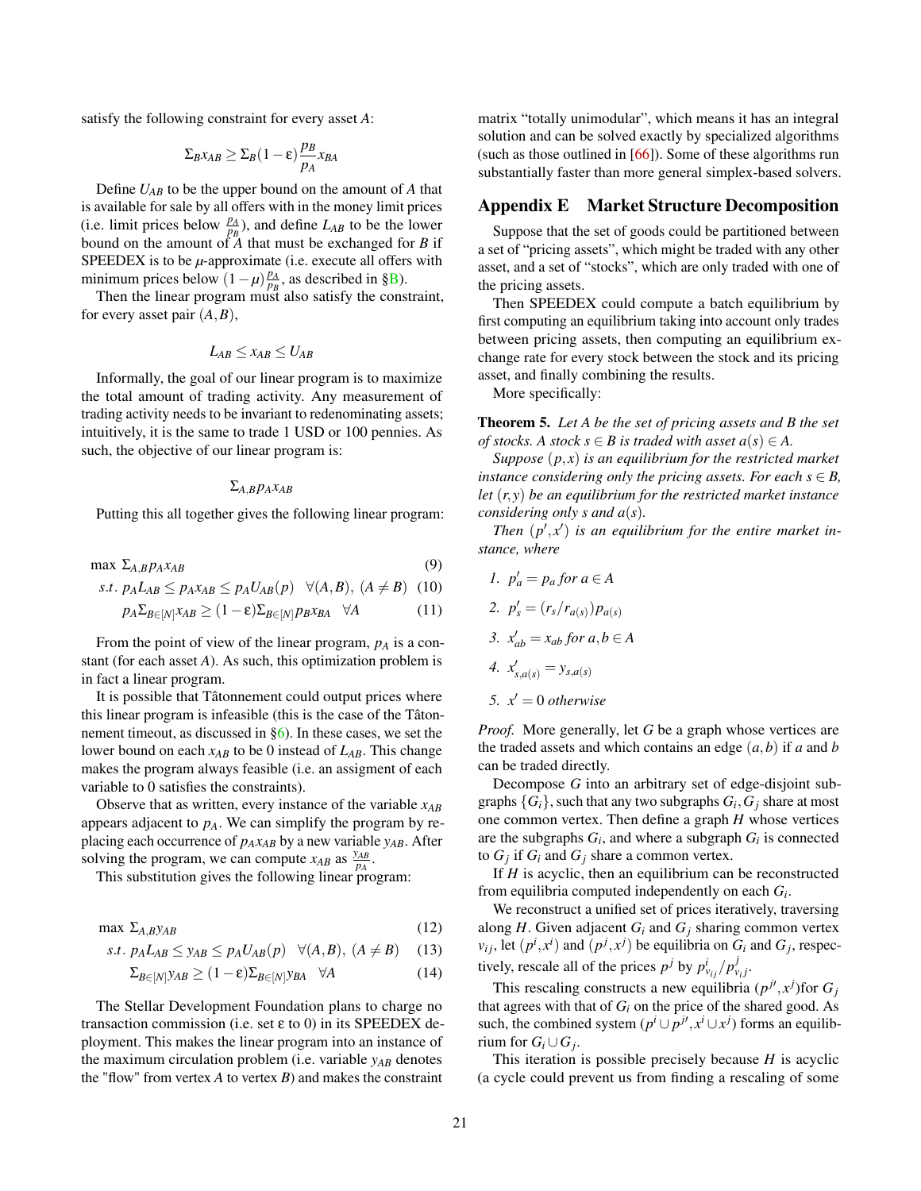satisfy the following constraint for every asset $A$:

$$\Sigma_B x_{AB} \geq \Sigma_B (1-\varepsilon)\frac{p_B}{p_A} x_{BA}$$

Define $U_{AB}$ to be the upper bound on the amount of $A$ that is available for sale by all offers with in the money limit prices (i.e. limit prices below $\frac{p_A}{p_B}$), and define $L_{AB}$ to be the lower bound on the amount of $A$ that must be exchanged for $B$ if SPEEDEX is to be $\mu$-approximate (i.e. execute all offers with minimum prices below $(1-\mu)\frac{p_A}{p_B}$, as described in §B).

Then the linear program must also satisfy the constraint, for every asset pair $(A,B)$,

$$L_{AB} \leq x_{AB} \leq U_{AB}$$

Informally, the goal of our linear program is to maximize the total amount of trading activity. Any measurement of trading activity needs to be invariant to redenominating assets; intuitively, it is the same to trade 1 USD or 100 pennies. As such, the objective of our linear program is:

$$\Sigma_{A,B} p_A x_{AB}$$

Putting this all together gives the following linear program:

$$\max \; \Sigma_{A,B} p_A x_{AB} \tag{9}$$

$$s.t. \; p_A L_{AB} \leq p_A x_{AB} \leq p_A U_{AB}(p) \quad \forall (A,B),\ (A \neq B) \tag{10}$$

$$p_A \Sigma_{B\in[N]} x_{AB} \geq (1-\varepsilon)\Sigma_{B\in[N]} p_B x_{BA} \quad \forall A \tag{11}$$

From the point of view of the linear program, $p_A$ is a constant (for each asset $A$). As such, this optimization problem is in fact a linear program.

It is possible that Tâtonnement could output prices where this linear program is infeasible (this is the case of the Tâtonnement timeout, as discussed in §6). In these cases, we set the lower bound on each $x_{AB}$ to be 0 instead of $L_{AB}$. This change makes the program always feasible (i.e. an assigment of each variable to 0 satisfies the constraints).

Observe that as written, every instance of the variable $x_{AB}$ appears adjacent to $p_A$. We can simplify the program by replacing each occurrence of $p_A x_{AB}$ by a new variable $y_{AB}$. After solving the program, we can compute $x_{AB}$ as $\frac{y_{AB}}{p_A}$.

This substitution gives the following linear program:

$$\max \; \Sigma_{A,B} y_{AB} \tag{12}$$

$$s.t. \; p_A L_{AB} \leq y_{AB} \leq p_A U_{AB}(p) \quad \forall (A,B),\ (A \neq B) \tag{13}$$

$$\Sigma_{B\in[N]} y_{AB} \geq (1-\varepsilon)\Sigma_{B\in[N]} y_{BA} \quad \forall A \tag{14}$$

The Stellar Development Foundation plans to charge no transaction commission (i.e. set $\varepsilon$ to 0) in its SPEEDEX deployment. This makes the linear program into an instance of the maximum circulation problem (i.e. variable $y_{AB}$ denotes the "flow" from vertex $A$ to vertex $B$) and makes the constraint matrix "totally unimodular", which means it has an integral solution and can be solved exactly by specialized algorithms (such as those outlined in [66]). Some of these algorithms run substantially faster than more general simplex-based solvers.

## Appendix E Market Structure Decomposition

Suppose that the set of goods could be partitioned between a set of "pricing assets", which might be traded with any other asset, and a set of "stocks", which are only traded with one of the pricing assets.

Then SPEEDEX could compute a batch equilibrium by first computing an equilibrium taking into account only trades between pricing assets, then computing an equilibrium exchange rate for every stock between the stock and its pricing asset, and finally combining the results.

More specifically:

**Theorem 5.** *Let $A$ be the set of pricing assets and $B$ the set of stocks. A stock $s \in B$ is traded with asset $a(s) \in A$.*

*Suppose $(p,x)$ is an equilibrium for the restricted market instance considering only the pricing assets. For each $s \in B$, let $(r,y)$ be an equilibrium for the restricted market instance considering only $s$ and $a(s)$.*

*Then $(p',x')$ is an equilibrium for the entire market instance, where*

1. $p'_a = p_a$ *for* $a \in A$
2. $p'_s = (r_s/r_{a(s)})p_{a(s)}$
3. $x'_{ab} = x_{ab}$ *for* $a,b \in A$
4. $x'_{s,a(s)} = y_{s,a(s)}$
5. $x' = 0$ *otherwise*

*Proof.* More generally, let $G$ be a graph whose vertices are the traded assets and which contains an edge $(a,b)$ if $a$ and $b$ can be traded directly.

Decompose $G$ into an arbitrary set of edge-disjoint subgraphs $\{G_i\}$, such that any two subgraphs $G_i, G_j$ share at most one common vertex. Then define a graph $H$ whose vertices are the subgraphs $G_i$, and where a subgraph $G_i$ is connected to $G_j$ if $G_i$ and $G_j$ share a common vertex.

If $H$ is acyclic, then an equilibrium can be reconstructed from equilibria computed independently on each $G_i$.

We reconstruct a unified set of prices iteratively, traversing along $H$. Given adjacent $G_i$ and $G_j$ sharing common vertex $v_{ij}$, let $(p^i,x^i)$ and $(p^j,x^j)$ be equilibria on $G_i$ and $G_j$, respectively, rescale all of the prices $p^j$ by $p^i_{v_{ij}}/p^j_{v_{ij}}$.

This rescaling constructs a new equilibria $(p^{j\prime},x^j)$for $G_j$ that agrees with that of $G_i$ on the price of the shared good. As such, the combined system $(p^i \cup p^{j\prime}, x^i \cup x^j)$ forms an equilibrium for $G_i \cup G_j$.

This iteration is possible precisely because $H$ is acyclic (a cycle could prevent us from finding a rescaling of some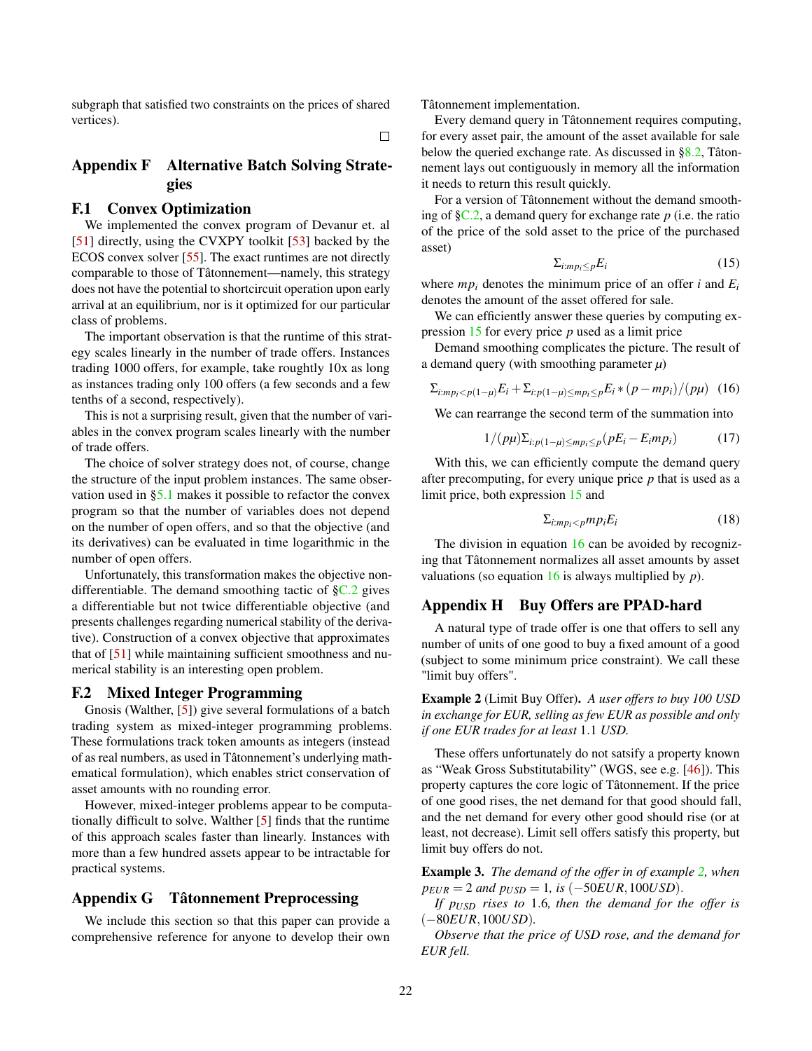subgraph that satisfied two constraints on the prices of shared vertices).

□

## Appendix F Alternative Batch Solving Strategies

### F.1 Convex Optimization

We implemented the convex program of Devanur et. al [51] directly, using the CVXPY toolkit [53] backed by the ECOS convex solver [55]. The exact runtimes are not directly comparable to those of Tâtonnement—namely, this strategy does not have the potential to shortcircuit operation upon early arrival at an equilibrium, nor is it optimized for our particular class of problems.

The important observation is that the runtime of this strategy scales linearly in the number of trade offers. Instances trading 1000 offers, for example, take roughtly 10x as long as instances trading only 100 offers (a few seconds and a few tenths of a second, respectively).

This is not a surprising result, given that the number of variables in the convex program scales linearly with the number of trade offers.

The choice of solver strategy does not, of course, change the structure of the input problem instances. The same observation used in §5.1 makes it possible to refactor the convex program so that the number of variables does not depend on the number of open offers, and so that the objective (and its derivatives) can be evaluated in time logarithmic in the number of open offers.

Unfortunately, this transformation makes the objective non-differentiable. The demand smoothing tactic of §C.2 gives a differentiable but not twice differentiable objective (and presents challenges regarding numerical stability of the derivative). Construction of a convex objective that approximates that of [51] while maintaining sufficient smoothness and numerical stability is an interesting open problem.

### F.2 Mixed Integer Programming

Gnosis (Walther, [5]) give several formulations of a batch trading system as mixed-integer programming problems. These formulations track token amounts as integers (instead of as real numbers, as used in Tâtonnement's underlying mathematical formulation), which enables strict conservation of asset amounts with no rounding error.

However, mixed-integer problems appear to be computationally difficult to solve. Walther [5] finds that the runtime of this approach scales faster than linearly. Instances with more than a few hundred assets appear to be intractable for practical systems.

## Appendix G Tâtonnement Preprocessing

We include this section so that this paper can provide a comprehensive reference for anyone to develop their own Tâtonnement implementation.

Every demand query in Tâtonnement requires computing, for every asset pair, the amount of the asset available for sale below the queried exchange rate. As discussed in §8.2, Tâtonnement lays out contiguously in memory all the information it needs to return this result quickly.

For a version of Tâtonnement without the demand smoothing of §C.2, a demand query for exchange rate $p$ (i.e. the ratio of the price of the sold asset to the price of the purchased asset)

$$\Sigma_{i:mp_i \leq p} E_i \tag{15}$$

where $mp_i$ denotes the minimum price of an offer $i$ and $E_i$ denotes the amount of the asset offered for sale.

We can efficiently answer these queries by computing expression 15 for every price $p$ used as a limit price

Demand smoothing complicates the picture. The result of a demand query (with smoothing parameter $\mu$)

$$\Sigma_{i:mp_i < p(1-\mu)} E_i + \Sigma_{i:p(1-\mu) \leq mp_i \leq p} E_i * (p - mp_i)/(p\mu) \tag{16}$$

We can rearrange the second term of the summation into

$$1/(p\mu) \Sigma_{i:p(1-\mu) \leq mp_i \leq p} (pE_i - E_i mp_i) \tag{17}$$

With this, we can efficiently compute the demand query after precomputing, for every unique price $p$ that is used as a limit price, both expression 15 and

$$\Sigma_{i:mp_i < p} mp_i E_i \tag{18}$$

The division in equation 16 can be avoided by recognizing that Tâtonnement normalizes all asset amounts by asset valuations (so equation 16 is always multiplied by $p$).

## Appendix H Buy Offers are PPAD-hard

A natural type of trade offer is one that offers to sell any number of units of one good to buy a fixed amount of a good (subject to some minimum price constraint). We call these "limit buy offers".

**Example 2** (Limit Buy Offer). *A user offers to buy 100 USD in exchange for EUR, selling as few EUR as possible and only if one EUR trades for at least* 1.1 *USD.*

These offers unfortunately do not satsify a property known as "Weak Gross Substitutability" (WGS, see e.g. [46]). This property captures the core logic of Tâtonnement. If the price of one good rises, the net demand for that good should fall, and the net demand for every other good should rise (or at least, not decrease). Limit sell offers satisfy this property, but limit buy offers do not.

**Example 3.** *The demand of the offer in of example 2, when* $p_{EUR} = 2$ *and* $p_{USD} = 1$*, is* $(-50EUR, 100USD)$.

*If* $p_{USD}$ *rises to* 1.6*, then the demand for the offer is* $(-80EUR, 100USD)$.

*Observe that the price of USD rose, and the demand for EUR fell.*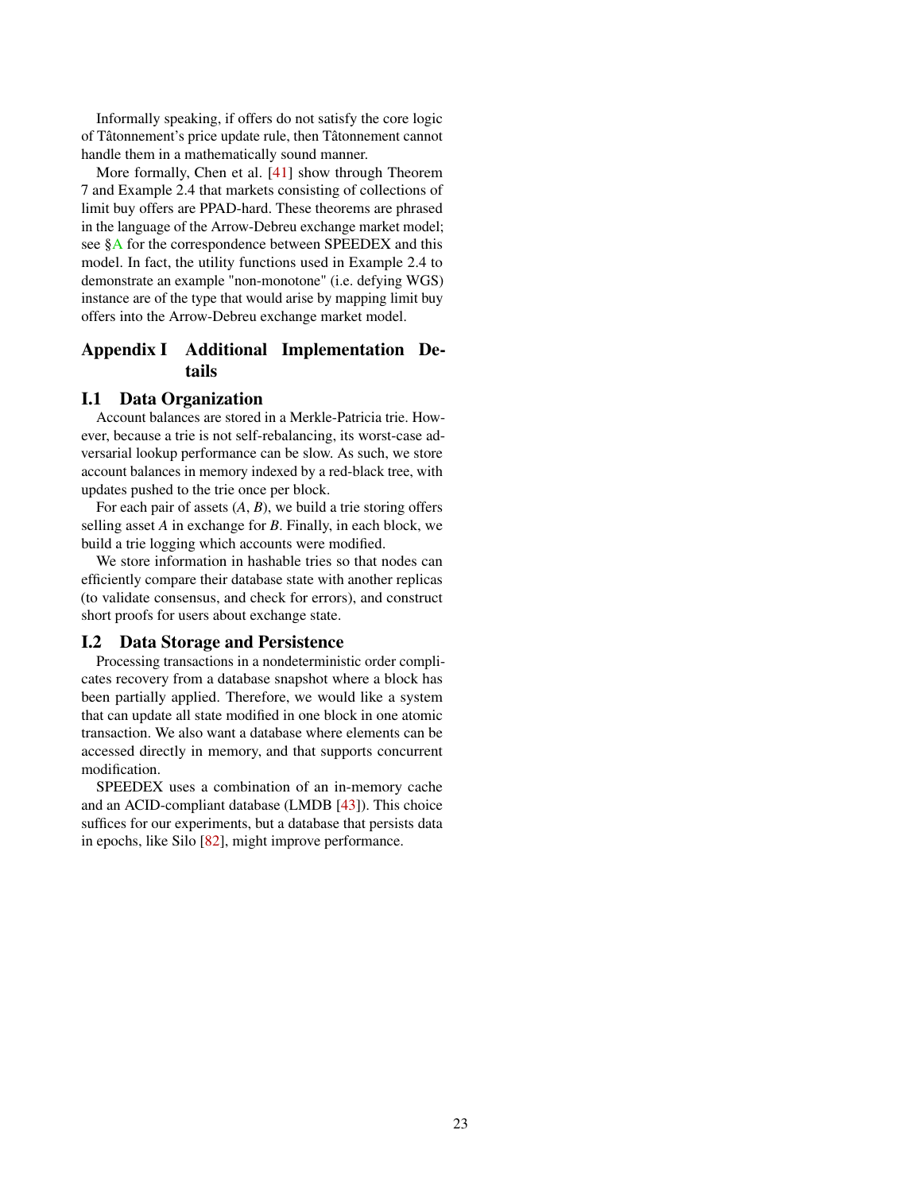Informally speaking, if offers do not satisfy the core logic of Tâtonnement's price update rule, then Tâtonnement cannot handle them in a mathematically sound manner.

More formally, Chen et al. [41] show through Theorem 7 and Example 2.4 that markets consisting of collections of limit buy offers are PPAD-hard. These theorems are phrased in the language of the Arrow-Debreu exchange market model; see §A for the correspondence between SPEEDEX and this model. In fact, the utility functions used in Example 2.4 to demonstrate an example "non-monotone" (i.e. defying WGS) instance are of the type that would arise by mapping limit buy offers into the Arrow-Debreu exchange market model.

# Appendix I Additional Implementation Details

## I.1 Data Organization

Account balances are stored in a Merkle-Patricia trie. However, because a trie is not self-rebalancing, its worst-case adversarial lookup performance can be slow. As such, we store account balances in memory indexed by a red-black tree, with updates pushed to the trie once per block.

For each pair of assets ($A$, $B$), we build a trie storing offers selling asset $A$ in exchange for $B$. Finally, in each block, we build a trie logging which accounts were modified.

We store information in hashable tries so that nodes can efficiently compare their database state with another replicas (to validate consensus, and check for errors), and construct short proofs for users about exchange state.

## I.2 Data Storage and Persistence

Processing transactions in a nondeterministic order complicates recovery from a database snapshot where a block has been partially applied. Therefore, we would like a system that can update all state modified in one block in one atomic transaction. We also want a database where elements can be accessed directly in memory, and that supports concurrent modification.

SPEEDEX uses a combination of an in-memory cache and an ACID-compliant database (LMDB [43]). This choice suffices for our experiments, but a database that persists data in epochs, like Silo [82], might improve performance.